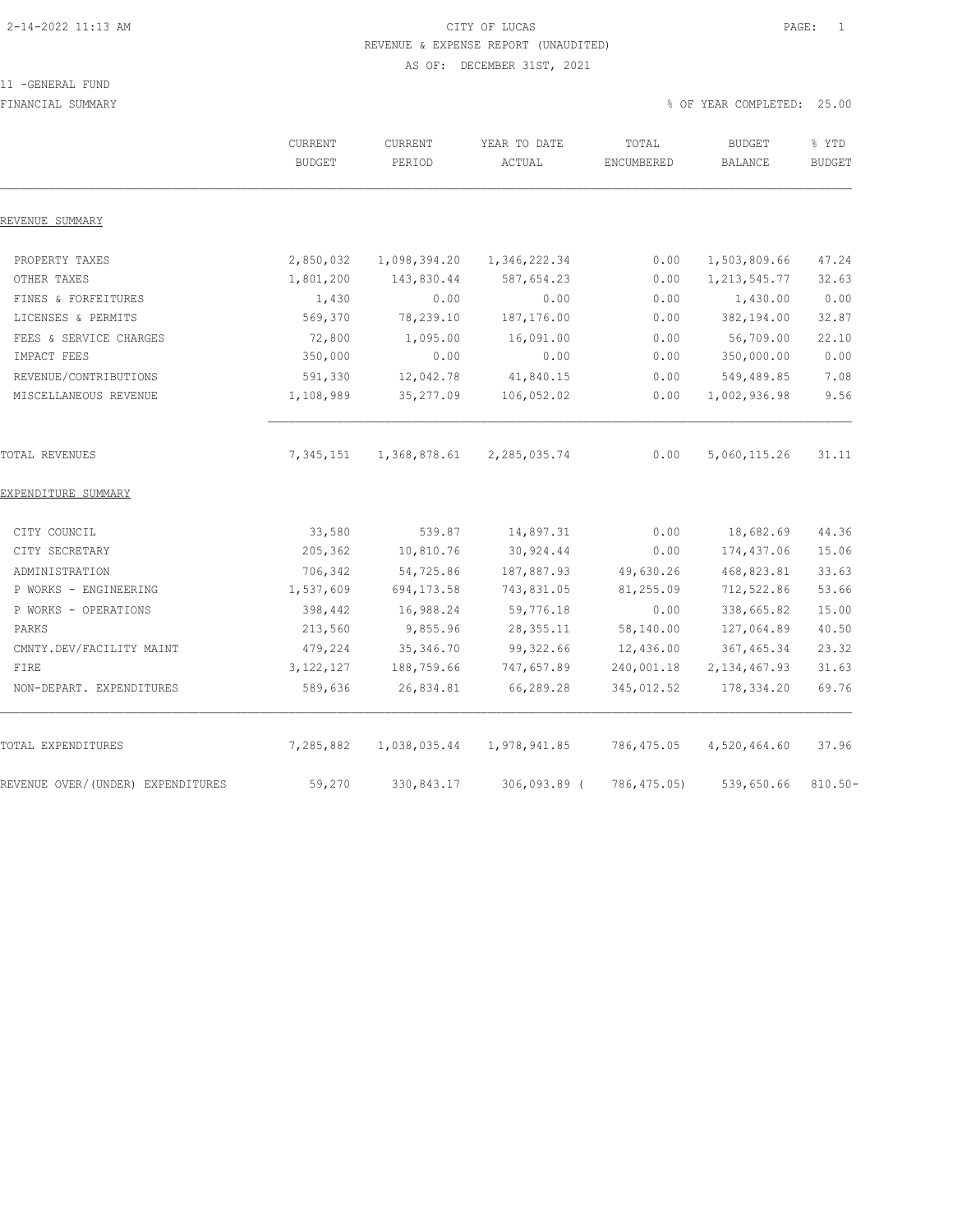2-14-2022 11:13 AM

# CITY OF LUCAS

## REVENUE & EXPENSE REPORT (UNAUDITED)

AS OF: DECEMBER 31ST, 2021

11 -GENERAL FUND

FINANCIAL SUMMARY

% OF YEAR COMPLETED: 25.00

| | CURRENT BUDGET | CURRENT PERIOD | YEAR TO DATE ACTUAL | TOTAL ENCUMBERED | BUDGET BALANCE | % YTD BUDGET |
|---|---|---|---|---|---|---|
| REVENUE SUMMARY | | | | | | |
| PROPERTY TAXES | 2,850,032 | 1,098,394.20 | 1,346,222.34 | 0.00 | 1,503,809.66 | 47.24 |
| OTHER TAXES | 1,801,200 | 143,830.44 | 587,654.23 | 0.00 | 1,213,545.77 | 32.63 |
| FINES & FORFEITURES | 1,430 | 0.00 | 0.00 | 0.00 | 1,430.00 | 0.00 |
| LICENSES & PERMITS | 569,370 | 78,239.10 | 187,176.00 | 0.00 | 382,194.00 | 32.87 |
| FEES & SERVICE CHARGES | 72,800 | 1,095.00 | 16,091.00 | 0.00 | 56,709.00 | 22.10 |
| IMPACT FEES | 350,000 | 0.00 | 0.00 | 0.00 | 350,000.00 | 0.00 |
| REVENUE/CONTRIBUTIONS | 591,330 | 12,042.78 | 41,840.15 | 0.00 | 549,489.85 | 7.08 |
| MISCELLANEOUS REVENUE | 1,108,989 | 35,277.09 | 106,052.02 | 0.00 | 1,002,936.98 | 9.56 |
| TOTAL REVENUES | 7,345,151 | 1,368,878.61 | 2,285,035.74 | 0.00 | 5,060,115.26 | 31.11 |
| EXPENDITURE SUMMARY | | | | | | |
| CITY COUNCIL | 33,580 | 539.87 | 14,897.31 | 0.00 | 18,682.69 | 44.36 |
| CITY SECRETARY | 205,362 | 10,810.76 | 30,924.44 | 0.00 | 174,437.06 | 15.06 |
| ADMINISTRATION | 706,342 | 54,725.86 | 187,887.93 | 49,630.26 | 468,823.81 | 33.63 |
| P WORKS - ENGINEERING | 1,537,609 | 694,173.58 | 743,831.05 | 81,255.09 | 712,522.86 | 53.66 |
| P WORKS - OPERATIONS | 398,442 | 16,988.24 | 59,776.18 | 0.00 | 338,665.82 | 15.00 |
| PARKS | 213,560 | 9,855.96 | 28,355.11 | 58,140.00 | 127,064.89 | 40.50 |
| CMNTY.DEV/FACILITY MAINT | 479,224 | 35,346.70 | 99,322.66 | 12,436.00 | 367,465.34 | 23.32 |
| FIRE | 3,122,127 | 188,759.66 | 747,657.89 | 240,001.18 | 2,134,467.93 | 31.63 |
| NON-DEPART. EXPENDITURES | 589,636 | 26,834.81 | 66,289.28 | 345,012.52 | 178,334.20 | 69.76 |
| TOTAL EXPENDITURES | 7,285,882 | 1,038,035.44 | 1,978,941.85 | 786,475.05 | 4,520,464.60 | 37.96 |
| REVENUE OVER/(UNDER) EXPENDITURES | 59,270 | 330,843.17 | 306,093.89 | ( 786,475.05) | 539,650.66 | 810.50- |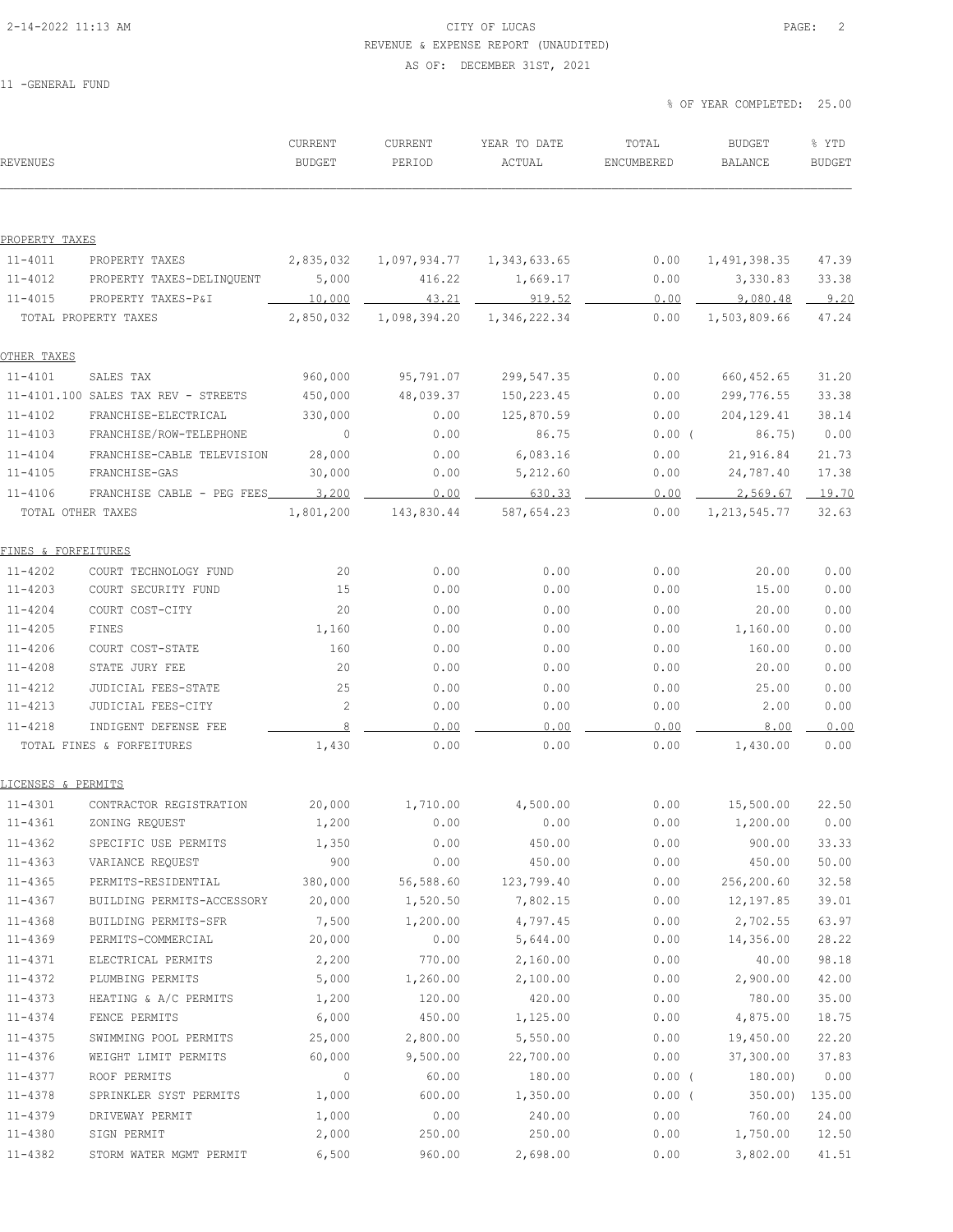CITY OF LUCAS
REVENUE & EXPENSE REPORT (UNAUDITED)
AS OF: DECEMBER 31ST, 2021

11 -GENERAL FUND

% OF YEAR COMPLETED: 25.00

| REVENUES | | CURRENT BUDGET | CURRENT PERIOD | YEAR TO DATE ACTUAL | TOTAL ENCUMBERED | BUDGET BALANCE | % YTD BUDGET |
|---|---|---|---|---|---|---|---|
| **PROPERTY TAXES** | | | | | | | |
| 11-4011 | PROPERTY TAXES | 2,835,032 | 1,097,934.77 | 1,343,633.65 | 0.00 | 1,491,398.35 | 47.39 |
| 11-4012 | PROPERTY TAXES-DELINQUENT | 5,000 | 416.22 | 1,669.17 | 0.00 | 3,330.83 | 33.38 |
| 11-4015 | PROPERTY TAXES-P&I | 10,000 | 43.21 | 919.52 | 0.00 | 9,080.48 | 9.20 |
| TOTAL PROPERTY TAXES | | 2,850,032 | 1,098,394.20 | 1,346,222.34 | 0.00 | 1,503,809.66 | 47.24 |
| **OTHER TAXES** | | | | | | | |
| 11-4101 | SALES TAX | 960,000 | 95,791.07 | 299,547.35 | 0.00 | 660,452.65 | 31.20 |
| 11-4101.100 | SALES TAX REV - STREETS | 450,000 | 48,039.37 | 150,223.45 | 0.00 | 299,776.55 | 33.38 |
| 11-4102 | FRANCHISE-ELECTRICAL | 330,000 | 0.00 | 125,870.59 | 0.00 | 204,129.41 | 38.14 |
| 11-4103 | FRANCHISE/ROW-TELEPHONE | 0 | 0.00 | 86.75 | 0.00 | ( 86.75) | 0.00 |
| 11-4104 | FRANCHISE-CABLE TELEVISION | 28,000 | 0.00 | 6,083.16 | 0.00 | 21,916.84 | 21.73 |
| 11-4105 | FRANCHISE-GAS | 30,000 | 0.00 | 5,212.60 | 0.00 | 24,787.40 | 17.38 |
| 11-4106 | FRANCHISE CABLE - PEG FEES | 3,200 | 0.00 | 630.33 | 0.00 | 2,569.67 | 19.70 |
| TOTAL OTHER TAXES | | 1,801,200 | 143,830.44 | 587,654.23 | 0.00 | 1,213,545.77 | 32.63 |
| **FINES & FORFEITURES** | | | | | | | |
| 11-4202 | COURT TECHNOLOGY FUND | 20 | 0.00 | 0.00 | 0.00 | 20.00 | 0.00 |
| 11-4203 | COURT SECURITY FUND | 15 | 0.00 | 0.00 | 0.00 | 15.00 | 0.00 |
| 11-4204 | COURT COST-CITY | 20 | 0.00 | 0.00 | 0.00 | 20.00 | 0.00 |
| 11-4205 | FINES | 1,160 | 0.00 | 0.00 | 0.00 | 1,160.00 | 0.00 |
| 11-4206 | COURT COST-STATE | 160 | 0.00 | 0.00 | 0.00 | 160.00 | 0.00 |
| 11-4208 | STATE JURY FEE | 20 | 0.00 | 0.00 | 0.00 | 20.00 | 0.00 |
| 11-4212 | JUDICIAL FEES-STATE | 25 | 0.00 | 0.00 | 0.00 | 25.00 | 0.00 |
| 11-4213 | JUDICIAL FEES-CITY | 2 | 0.00 | 0.00 | 0.00 | 2.00 | 0.00 |
| 11-4218 | INDIGENT DEFENSE FEE | 8 | 0.00 | 0.00 | 0.00 | 8.00 | 0.00 |
| TOTAL FINES & FORFEITURES | | 1,430 | 0.00 | 0.00 | 0.00 | 1,430.00 | 0.00 |
| **LICENSES & PERMITS** | | | | | | | |
| 11-4301 | CONTRACTOR REGISTRATION | 20,000 | 1,710.00 | 4,500.00 | 0.00 | 15,500.00 | 22.50 |
| 11-4361 | ZONING REQUEST | 1,200 | 0.00 | 0.00 | 0.00 | 1,200.00 | 0.00 |
| 11-4362 | SPECIFIC USE PERMITS | 1,350 | 0.00 | 450.00 | 0.00 | 900.00 | 33.33 |
| 11-4363 | VARIANCE REQUEST | 900 | 0.00 | 450.00 | 0.00 | 450.00 | 50.00 |
| 11-4365 | PERMITS-RESIDENTIAL | 380,000 | 56,588.60 | 123,799.40 | 0.00 | 256,200.60 | 32.58 |
| 11-4367 | BUILDING PERMITS-ACCESSORY | 20,000 | 1,520.50 | 7,802.15 | 0.00 | 12,197.85 | 39.01 |
| 11-4368 | BUILDING PERMITS-SFR | 7,500 | 1,200.00 | 4,797.45 | 0.00 | 2,702.55 | 63.97 |
| 11-4369 | PERMITS-COMMERCIAL | 20,000 | 0.00 | 5,644.00 | 0.00 | 14,356.00 | 28.22 |
| 11-4371 | ELECTRICAL PERMITS | 2,200 | 770.00 | 2,160.00 | 0.00 | 40.00 | 98.18 |
| 11-4372 | PLUMBING PERMITS | 5,000 | 1,260.00 | 2,100.00 | 0.00 | 2,900.00 | 42.00 |
| 11-4373 | HEATING & A/C PERMITS | 1,200 | 120.00 | 420.00 | 0.00 | 780.00 | 35.00 |
| 11-4374 | FENCE PERMITS | 6,000 | 450.00 | 1,125.00 | 0.00 | 4,875.00 | 18.75 |
| 11-4375 | SWIMMING POOL PERMITS | 25,000 | 2,800.00 | 5,550.00 | 0.00 | 19,450.00 | 22.20 |
| 11-4376 | WEIGHT LIMIT PERMITS | 60,000 | 9,500.00 | 22,700.00 | 0.00 | 37,300.00 | 37.83 |
| 11-4377 | ROOF PERMITS | 0 | 60.00 | 180.00 | 0.00 | ( 180.00) | 0.00 |
| 11-4378 | SPRINKLER SYST PERMITS | 1,000 | 600.00 | 1,350.00 | 0.00 | ( 350.00) | 135.00 |
| 11-4379 | DRIVEWAY PERMIT | 1,000 | 0.00 | 240.00 | 0.00 | 760.00 | 24.00 |
| 11-4380 | SIGN PERMIT | 2,000 | 250.00 | 250.00 | 0.00 | 1,750.00 | 12.50 |
| 11-4382 | STORM WATER MGMT PERMIT | 6,500 | 960.00 | 2,698.00 | 0.00 | 3,802.00 | 41.51 |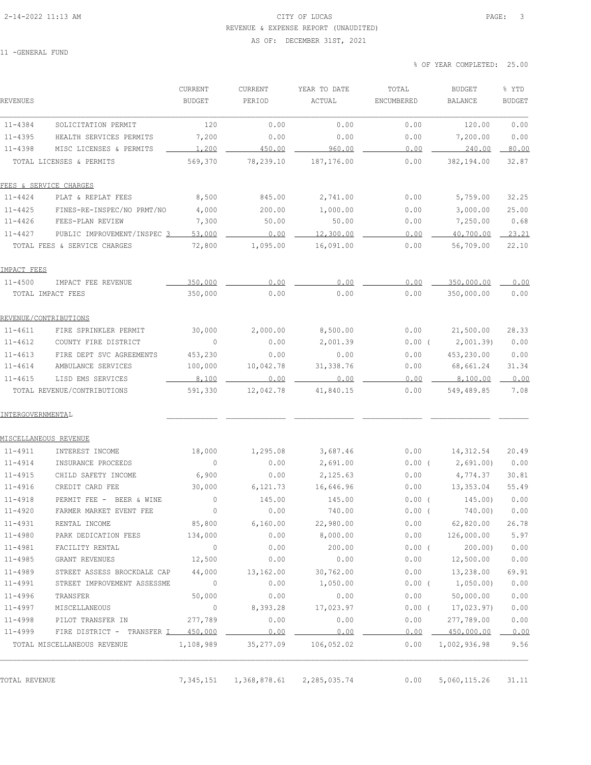CITY OF LUCAS
REVENUE & EXPENSE REPORT (UNAUDITED)
AS OF: DECEMBER 31ST, 2021

11 -GENERAL FUND

% OF YEAR COMPLETED: 25.00

| REVENUES | | CURRENT BUDGET | CURRENT PERIOD | YEAR TO DATE ACTUAL | TOTAL ENCUMBERED | BUDGET BALANCE | % YTD BUDGET |
|---|---|---|---|---|---|---|---|
| 11-4384 | SOLICITATION PERMIT | 120 | 0.00 | 0.00 | 0.00 | 120.00 | 0.00 |
| 11-4395 | HEALTH SERVICES PERMITS | 7,200 | 0.00 | 0.00 | 0.00 | 7,200.00 | 0.00 |
| 11-4398 | MISC LICENSES & PERMITS | 1,200 | 450.00 | 960.00 | 0.00 | 240.00 | 80.00 |
| TOTAL LICENSES & PERMITS | | 569,370 | 78,239.10 | 187,176.00 | 0.00 | 382,194.00 | 32.87 |
| FEES & SERVICE CHARGES | | | | | | | |
| 11-4424 | PLAT & REPLAT FEES | 8,500 | 845.00 | 2,741.00 | 0.00 | 5,759.00 | 32.25 |
| 11-4425 | FINES-RE-INSPEC/NO PRMT/NO | 4,000 | 200.00 | 1,000.00 | 0.00 | 3,000.00 | 25.00 |
| 11-4426 | FEES-PLAN REVIEW | 7,300 | 50.00 | 50.00 | 0.00 | 7,250.00 | 0.68 |
| 11-4427 | PUBLIC IMPROVEMENT/INSPEC 3 | 53,000 | 0.00 | 12,300.00 | 0.00 | 40,700.00 | 23.21 |
| TOTAL FEES & SERVICE CHARGES | | 72,800 | 1,095.00 | 16,091.00 | 0.00 | 56,709.00 | 22.10 |
| IMPACT FEES | | | | | | | |
| 11-4500 | IMPACT FEE REVENUE | 350,000 | 0.00 | 0.00 | 0.00 | 350,000.00 | 0.00 |
| TOTAL IMPACT FEES | | 350,000 | 0.00 | 0.00 | 0.00 | 350,000.00 | 0.00 |
| REVENUE/CONTRIBUTIONS | | | | | | | |
| 11-4611 | FIRE SPRINKLER PERMIT | 30,000 | 2,000.00 | 8,500.00 | 0.00 | 21,500.00 | 28.33 |
| 11-4612 | COUNTY FIRE DISTRICT | 0 | 0.00 | 2,001.39 | 0.00 | ( 2,001.39) | 0.00 |
| 11-4613 | FIRE DEPT SVC AGREEMENTS | 453,230 | 0.00 | 0.00 | 0.00 | 453,230.00 | 0.00 |
| 11-4614 | AMBULANCE SERVICES | 100,000 | 10,042.78 | 31,338.76 | 0.00 | 68,661.24 | 31.34 |
| 11-4615 | LISD EMS SERVICES | 8,100 | 0.00 | 0.00 | 0.00 | 8,100.00 | 0.00 |
| TOTAL REVENUE/CONTRIBUTIONS | | 591,330 | 12,042.78 | 41,840.15 | 0.00 | 549,489.85 | 7.08 |
| INTERGOVERNMENTAL | | | | | | | |
| MISCELLANEOUS REVENUE | | | | | | | |
| 11-4911 | INTEREST INCOME | 18,000 | 1,295.08 | 3,687.46 | 0.00 | 14,312.54 | 20.49 |
| 11-4914 | INSURANCE PROCEEDS | 0 | 0.00 | 2,691.00 | 0.00 | ( 2,691.00) | 0.00 |
| 11-4915 | CHILD SAFETY INCOME | 6,900 | 0.00 | 2,125.63 | 0.00 | 4,774.37 | 30.81 |
| 11-4916 | CREDIT CARD FEE | 30,000 | 6,121.73 | 16,646.96 | 0.00 | 13,353.04 | 55.49 |
| 11-4918 | PERMIT FEE - BEER & WINE | 0 | 145.00 | 145.00 | 0.00 | ( 145.00) | 0.00 |
| 11-4920 | FARMER MARKET EVENT FEE | 0 | 0.00 | 740.00 | 0.00 | ( 740.00) | 0.00 |
| 11-4931 | RENTAL INCOME | 85,800 | 6,160.00 | 22,980.00 | 0.00 | 62,820.00 | 26.78 |
| 11-4980 | PARK DEDICATION FEES | 134,000 | 0.00 | 8,000.00 | 0.00 | 126,000.00 | 5.97 |
| 11-4981 | FACILITY RENTAL | 0 | 0.00 | 200.00 | 0.00 | ( 200.00) | 0.00 |
| 11-4985 | GRANT REVENUES | 12,500 | 0.00 | 0.00 | 0.00 | 12,500.00 | 0.00 |
| 11-4989 | STREET ASSESS BROCKDALE CAP | 44,000 | 13,162.00 | 30,762.00 | 0.00 | 13,238.00 | 69.91 |
| 11-4991 | STREET IMPROVEMENT ASSESSME | 0 | 0.00 | 1,050.00 | 0.00 | ( 1,050.00) | 0.00 |
| 11-4996 | TRANSFER | 50,000 | 0.00 | 0.00 | 0.00 | 50,000.00 | 0.00 |
| 11-4997 | MISCELLANEOUS | 0 | 8,393.28 | 17,023.97 | 0.00 | ( 17,023.97) | 0.00 |
| 11-4998 | PILOT TRANSFER IN | 277,789 | 0.00 | 0.00 | 0.00 | 277,789.00 | 0.00 |
| 11-4999 | FIRE DISTRICT - TRANSFER I | 450,000 | 0.00 | 0.00 | 0.00 | 450,000.00 | 0.00 |
| TOTAL MISCELLANEOUS REVENUE | | 1,108,989 | 35,277.09 | 106,052.02 | 0.00 | 1,002,936.98 | 9.56 |
| TOTAL REVENUE | | 7,345,151 | 1,368,878.61 | 2,285,035.74 | 0.00 | 5,060,115.26 | 31.11 |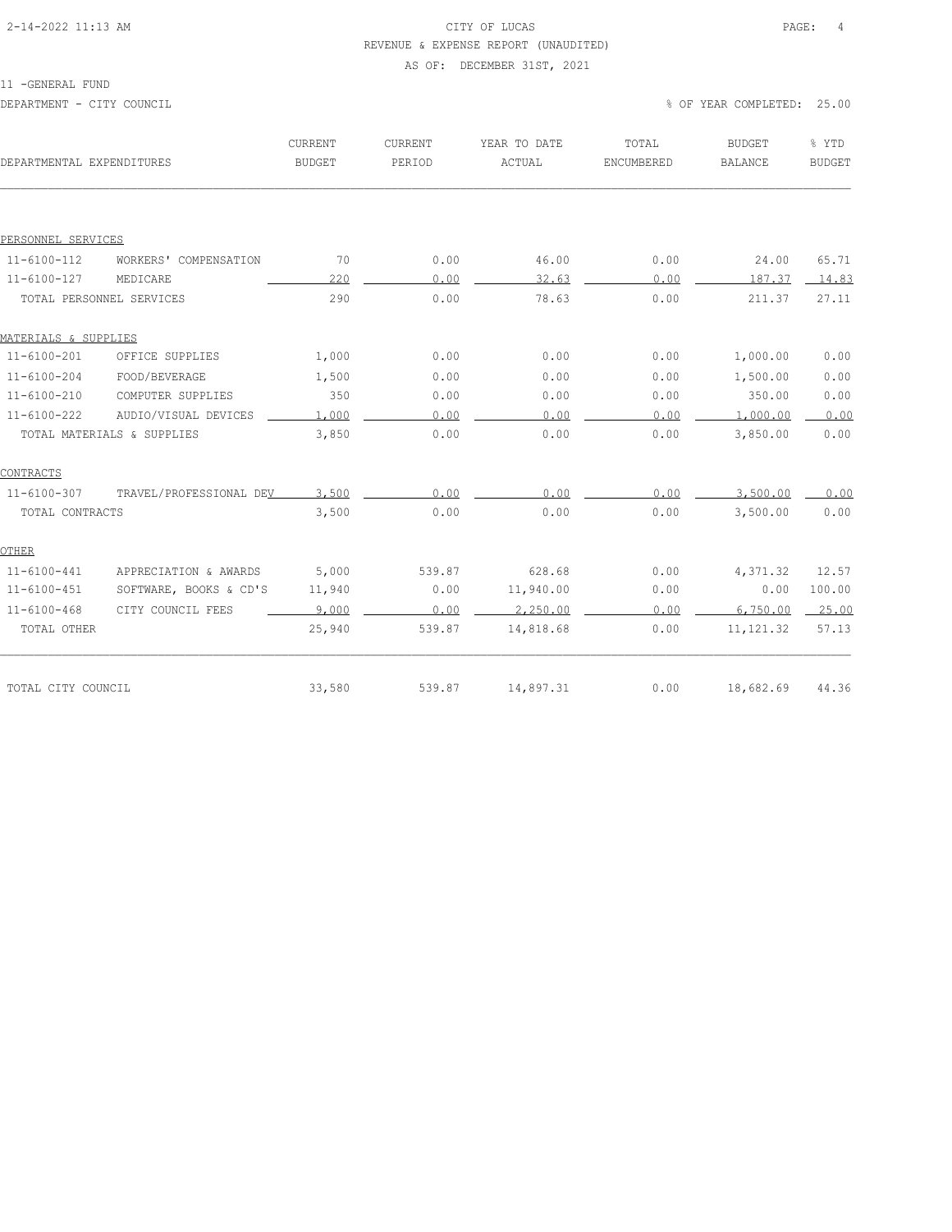# CITY OF LUCAS

REVENUE & EXPENSE REPORT (UNAUDITED)

AS OF: DECEMBER 31ST, 2021

11 -GENERAL FUND

DEPARTMENT - CITY COUNCIL

% OF YEAR COMPLETED: 25.00

| DEPARTMENTAL EXPENDITURES | | CURRENT BUDGET | CURRENT PERIOD | YEAR TO DATE ACTUAL | TOTAL ENCUMBERED | BUDGET BALANCE | % YTD BUDGET |
|---|---|---|---|---|---|---|---|
| **PERSONNEL SERVICES** | | | | | | | |
| 11-6100-112 | WORKERS' COMPENSATION | 70 | 0.00 | 46.00 | 0.00 | 24.00 | 65.71 |
| 11-6100-127 | MEDICARE | 220 | 0.00 | 32.63 | 0.00 | 187.37 | 14.83 |
| TOTAL PERSONNEL SERVICES | | 290 | 0.00 | 78.63 | 0.00 | 211.37 | 27.11 |
| **MATERIALS & SUPPLIES** | | | | | | | |
| 11-6100-201 | OFFICE SUPPLIES | 1,000 | 0.00 | 0.00 | 0.00 | 1,000.00 | 0.00 |
| 11-6100-204 | FOOD/BEVERAGE | 1,500 | 0.00 | 0.00 | 0.00 | 1,500.00 | 0.00 |
| 11-6100-210 | COMPUTER SUPPLIES | 350 | 0.00 | 0.00 | 0.00 | 350.00 | 0.00 |
| 11-6100-222 | AUDIO/VISUAL DEVICES | 1,000 | 0.00 | 0.00 | 0.00 | 1,000.00 | 0.00 |
| TOTAL MATERIALS & SUPPLIES | | 3,850 | 0.00 | 0.00 | 0.00 | 3,850.00 | 0.00 |
| **CONTRACTS** | | | | | | | |
| 11-6100-307 | TRAVEL/PROFESSIONAL DEV | 3,500 | 0.00 | 0.00 | 0.00 | 3,500.00 | 0.00 |
| TOTAL CONTRACTS | | 3,500 | 0.00 | 0.00 | 0.00 | 3,500.00 | 0.00 |
| **OTHER** | | | | | | | |
| 11-6100-441 | APPRECIATION & AWARDS | 5,000 | 539.87 | 628.68 | 0.00 | 4,371.32 | 12.57 |
| 11-6100-451 | SOFTWARE, BOOKS & CD'S | 11,940 | 0.00 | 11,940.00 | 0.00 | 0.00 | 100.00 |
| 11-6100-468 | CITY COUNCIL FEES | 9,000 | 0.00 | 2,250.00 | 0.00 | 6,750.00 | 25.00 |
| TOTAL OTHER | | 25,940 | 539.87 | 14,818.68 | 0.00 | 11,121.32 | 57.13 |
| TOTAL CITY COUNCIL | | 33,580 | 539.87 | 14,897.31 | 0.00 | 18,682.69 | 44.36 |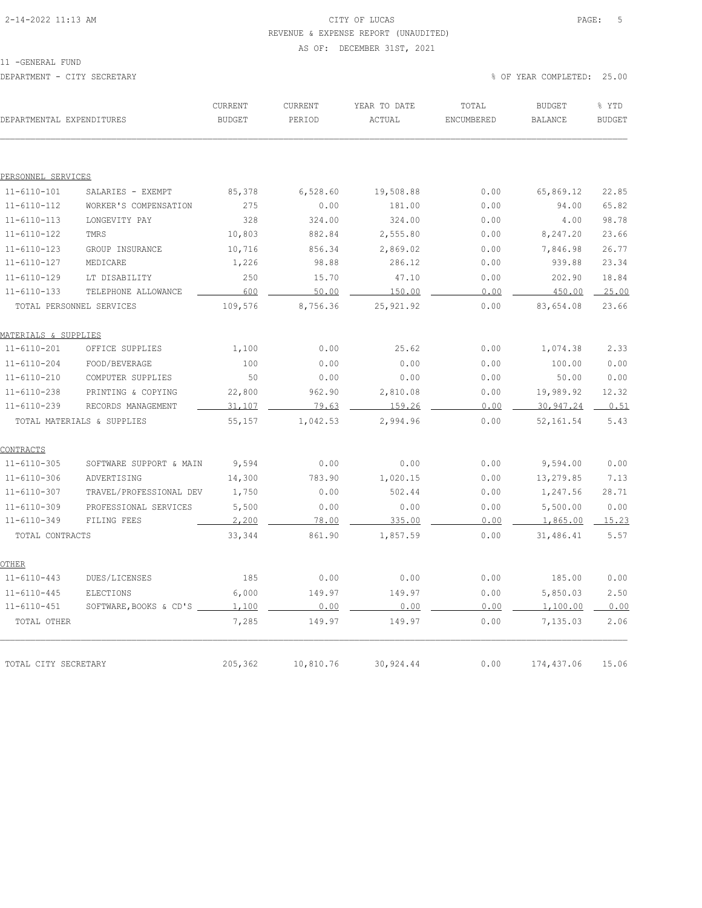CITY OF LUCAS

REVENUE & EXPENSE REPORT (UNAUDITED)

AS OF: DECEMBER 31ST, 2021

11 -GENERAL FUND

DEPARTMENT - CITY SECRETARY

% OF YEAR COMPLETED: 25.00

| DEPARTMENTAL EXPENDITURES | | CURRENT BUDGET | CURRENT PERIOD | YEAR TO DATE ACTUAL | TOTAL ENCUMBERED | BUDGET BALANCE | % YTD BUDGET |
|---|---|---|---|---|---|---|---|
| **PERSONNEL SERVICES** | | | | | | | |
| 11-6110-101 | SALARIES - EXEMPT | 85,378 | 6,528.60 | 19,508.88 | 0.00 | 65,869.12 | 22.85 |
| 11-6110-112 | WORKER'S COMPENSATION | 275 | 0.00 | 181.00 | 0.00 | 94.00 | 65.82 |
| 11-6110-113 | LONGEVITY PAY | 328 | 324.00 | 324.00 | 0.00 | 4.00 | 98.78 |
| 11-6110-122 | TMRS | 10,803 | 882.84 | 2,555.80 | 0.00 | 8,247.20 | 23.66 |
| 11-6110-123 | GROUP INSURANCE | 10,716 | 856.34 | 2,869.02 | 0.00 | 7,846.98 | 26.77 |
| 11-6110-127 | MEDICARE | 1,226 | 98.88 | 286.12 | 0.00 | 939.88 | 23.34 |
| 11-6110-129 | LT DISABILITY | 250 | 15.70 | 47.10 | 0.00 | 202.90 | 18.84 |
| 11-6110-133 | TELEPHONE ALLOWANCE | 600 | 50.00 | 150.00 | 0.00 | 450.00 | 25.00 |
| TOTAL PERSONNEL SERVICES | | 109,576 | 8,756.36 | 25,921.92 | 0.00 | 83,654.08 | 23.66 |
| **MATERIALS & SUPPLIES** | | | | | | | |
| 11-6110-201 | OFFICE SUPPLIES | 1,100 | 0.00 | 25.62 | 0.00 | 1,074.38 | 2.33 |
| 11-6110-204 | FOOD/BEVERAGE | 100 | 0.00 | 0.00 | 0.00 | 100.00 | 0.00 |
| 11-6110-210 | COMPUTER SUPPLIES | 50 | 0.00 | 0.00 | 0.00 | 50.00 | 0.00 |
| 11-6110-238 | PRINTING & COPYING | 22,800 | 962.90 | 2,810.08 | 0.00 | 19,989.92 | 12.32 |
| 11-6110-239 | RECORDS MANAGEMENT | 31,107 | 79.63 | 159.26 | 0.00 | 30,947.24 | 0.51 |
| TOTAL MATERIALS & SUPPLIES | | 55,157 | 1,042.53 | 2,994.96 | 0.00 | 52,161.54 | 5.43 |
| **CONTRACTS** | | | | | | | |
| 11-6110-305 | SOFTWARE SUPPORT & MAIN | 9,594 | 0.00 | 0.00 | 0.00 | 9,594.00 | 0.00 |
| 11-6110-306 | ADVERTISING | 14,300 | 783.90 | 1,020.15 | 0.00 | 13,279.85 | 7.13 |
| 11-6110-307 | TRAVEL/PROFESSIONAL DEV | 1,750 | 0.00 | 502.44 | 0.00 | 1,247.56 | 28.71 |
| 11-6110-309 | PROFESSIONAL SERVICES | 5,500 | 0.00 | 0.00 | 0.00 | 5,500.00 | 0.00 |
| 11-6110-349 | FILING FEES | 2,200 | 78.00 | 335.00 | 0.00 | 1,865.00 | 15.23 |
| TOTAL CONTRACTS | | 33,344 | 861.90 | 1,857.59 | 0.00 | 31,486.41 | 5.57 |
| **OTHER** | | | | | | | |
| 11-6110-443 | DUES/LICENSES | 185 | 0.00 | 0.00 | 0.00 | 185.00 | 0.00 |
| 11-6110-445 | ELECTIONS | 6,000 | 149.97 | 149.97 | 0.00 | 5,850.03 | 2.50 |
| 11-6110-451 | SOFTWARE,BOOKS & CD'S | 1,100 | 0.00 | 0.00 | 0.00 | 1,100.00 | 0.00 |
| TOTAL OTHER | | 7,285 | 149.97 | 149.97 | 0.00 | 7,135.03 | 2.06 |
| TOTAL CITY SECRETARY | | 205,362 | 10,810.76 | 30,924.44 | 0.00 | 174,437.06 | 15.06 |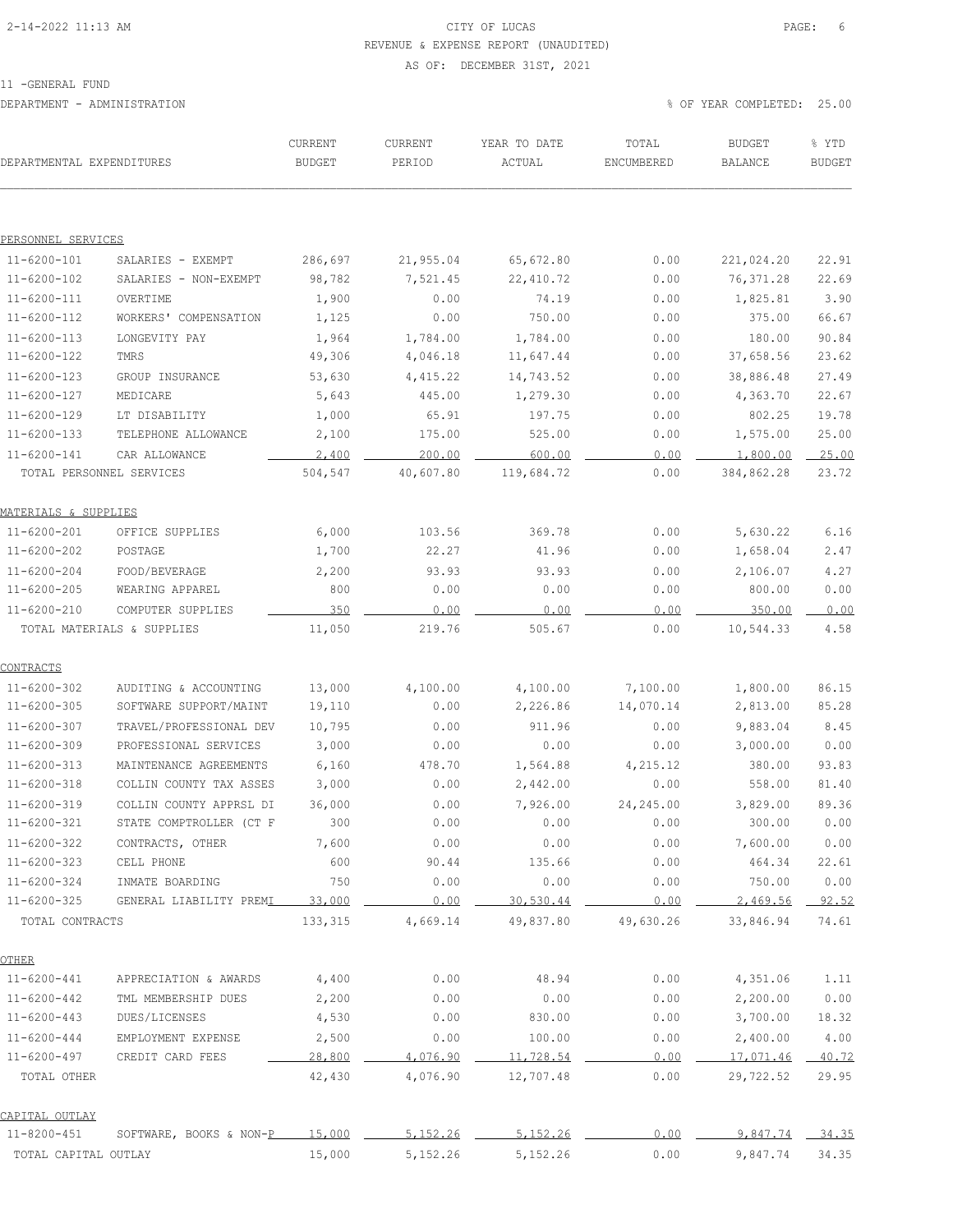CITY OF LUCAS
REVENUE & EXPENSE REPORT (UNAUDITED)
AS OF: DECEMBER 31ST, 2021

11 -GENERAL FUND
DEPARTMENT - ADMINISTRATION

% OF YEAR COMPLETED: 25.00

| DEPARTMENTAL EXPENDITURES | | CURRENT BUDGET | CURRENT PERIOD | YEAR TO DATE ACTUAL | TOTAL ENCUMBERED | BUDGET BALANCE | % YTD BUDGET |
|---|---|---|---|---|---|---|---|
| **PERSONNEL SERVICES** | | | | | | | |
| 11-6200-101 | SALARIES - EXEMPT | 286,697 | 21,955.04 | 65,672.80 | 0.00 | 221,024.20 | 22.91 |
| 11-6200-102 | SALARIES - NON-EXEMPT | 98,782 | 7,521.45 | 22,410.72 | 0.00 | 76,371.28 | 22.69 |
| 11-6200-111 | OVERTIME | 1,900 | 0.00 | 74.19 | 0.00 | 1,825.81 | 3.90 |
| 11-6200-112 | WORKERS' COMPENSATION | 1,125 | 0.00 | 750.00 | 0.00 | 375.00 | 66.67 |
| 11-6200-113 | LONGEVITY PAY | 1,964 | 1,784.00 | 1,784.00 | 0.00 | 180.00 | 90.84 |
| 11-6200-122 | TMRS | 49,306 | 4,046.18 | 11,647.44 | 0.00 | 37,658.56 | 23.62 |
| 11-6200-123 | GROUP INSURANCE | 53,630 | 4,415.22 | 14,743.52 | 0.00 | 38,886.48 | 27.49 |
| 11-6200-127 | MEDICARE | 5,643 | 445.00 | 1,279.30 | 0.00 | 4,363.70 | 22.67 |
| 11-6200-129 | LT DISABILITY | 1,000 | 65.91 | 197.75 | 0.00 | 802.25 | 19.78 |
| 11-6200-133 | TELEPHONE ALLOWANCE | 2,100 | 175.00 | 525.00 | 0.00 | 1,575.00 | 25.00 |
| 11-6200-141 | CAR ALLOWANCE | 2,400 | 200.00 | 600.00 | 0.00 | 1,800.00 | 25.00 |
| TOTAL PERSONNEL SERVICES | | 504,547 | 40,607.80 | 119,684.72 | 0.00 | 384,862.28 | 23.72 |
| **MATERIALS & SUPPLIES** | | | | | | | |
| 11-6200-201 | OFFICE SUPPLIES | 6,000 | 103.56 | 369.78 | 0.00 | 5,630.22 | 6.16 |
| 11-6200-202 | POSTAGE | 1,700 | 22.27 | 41.96 | 0.00 | 1,658.04 | 2.47 |
| 11-6200-204 | FOOD/BEVERAGE | 2,200 | 93.93 | 93.93 | 0.00 | 2,106.07 | 4.27 |
| 11-6200-205 | WEARING APPAREL | 800 | 0.00 | 0.00 | 0.00 | 800.00 | 0.00 |
| 11-6200-210 | COMPUTER SUPPLIES | 350 | 0.00 | 0.00 | 0.00 | 350.00 | 0.00 |
| TOTAL MATERIALS & SUPPLIES | | 11,050 | 219.76 | 505.67 | 0.00 | 10,544.33 | 4.58 |
| **CONTRACTS** | | | | | | | |
| 11-6200-302 | AUDITING & ACCOUNTING | 13,000 | 4,100.00 | 4,100.00 | 7,100.00 | 1,800.00 | 86.15 |
| 11-6200-305 | SOFTWARE SUPPORT/MAINT | 19,110 | 0.00 | 2,226.86 | 14,070.14 | 2,813.00 | 85.28 |
| 11-6200-307 | TRAVEL/PROFESSIONAL DEV | 10,795 | 0.00 | 911.96 | 0.00 | 9,883.04 | 8.45 |
| 11-6200-309 | PROFESSIONAL SERVICES | 3,000 | 0.00 | 0.00 | 0.00 | 3,000.00 | 0.00 |
| 11-6200-313 | MAINTENANCE AGREEMENTS | 6,160 | 478.70 | 1,564.88 | 4,215.12 | 380.00 | 93.83 |
| 11-6200-318 | COLLIN COUNTY TAX ASSES | 3,000 | 0.00 | 2,442.00 | 0.00 | 558.00 | 81.40 |
| 11-6200-319 | COLLIN COUNTY APPRSL DI | 36,000 | 0.00 | 7,926.00 | 24,245.00 | 3,829.00 | 89.36 |
| 11-6200-321 | STATE COMPTROLLER (CT F | 300 | 0.00 | 0.00 | 0.00 | 300.00 | 0.00 |
| 11-6200-322 | CONTRACTS, OTHER | 7,600 | 0.00 | 0.00 | 0.00 | 7,600.00 | 0.00 |
| 11-6200-323 | CELL PHONE | 600 | 90.44 | 135.66 | 0.00 | 464.34 | 22.61 |
| 11-6200-324 | INMATE BOARDING | 750 | 0.00 | 0.00 | 0.00 | 750.00 | 0.00 |
| 11-6200-325 | GENERAL LIABILITY PREMI | 33,000 | 0.00 | 30,530.44 | 0.00 | 2,469.56 | 92.52 |
| TOTAL CONTRACTS | | 133,315 | 4,669.14 | 49,837.80 | 49,630.26 | 33,846.94 | 74.61 |
| **OTHER** | | | | | | | |
| 11-6200-441 | APPRECIATION & AWARDS | 4,400 | 0.00 | 48.94 | 0.00 | 4,351.06 | 1.11 |
| 11-6200-442 | TML MEMBERSHIP DUES | 2,200 | 0.00 | 0.00 | 0.00 | 2,200.00 | 0.00 |
| 11-6200-443 | DUES/LICENSES | 4,530 | 0.00 | 830.00 | 0.00 | 3,700.00 | 18.32 |
| 11-6200-444 | EMPLOYMENT EXPENSE | 2,500 | 0.00 | 100.00 | 0.00 | 2,400.00 | 4.00 |
| 11-6200-497 | CREDIT CARD FEES | 28,800 | 4,076.90 | 11,728.54 | 0.00 | 17,071.46 | 40.72 |
| TOTAL OTHER | | 42,430 | 4,076.90 | 12,707.48 | 0.00 | 29,722.52 | 29.95 |
| **CAPITAL OUTLAY** | | | | | | | |
| 11-8200-451 | SOFTWARE, BOOKS & NON-P | 15,000 | 5,152.26 | 5,152.26 | 0.00 | 9,847.74 | 34.35 |
| TOTAL CAPITAL OUTLAY | | 15,000 | 5,152.26 | 5,152.26 | 0.00 | 9,847.74 | 34.35 |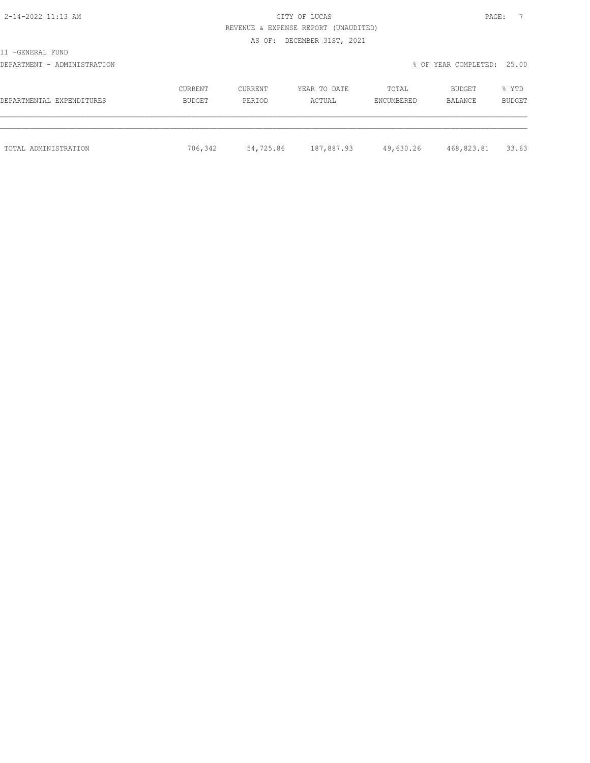CITY OF LUCAS

REVENUE & EXPENSE REPORT (UNAUDITED)

AS OF: DECEMBER 31ST, 2021

11 -GENERAL FUND

DEPARTMENT - ADMINISTRATION

% OF YEAR COMPLETED: 25.00

| DEPARTMENTAL EXPENDITURES | CURRENT BUDGET | CURRENT PERIOD | YEAR TO DATE ACTUAL | TOTAL ENCUMBERED | BUDGET BALANCE | % YTD BUDGET |
|---|---|---|---|---|---|---|
| TOTAL ADMINISTRATION | 706,342 | 54,725.86 | 187,887.93 | 49,630.26 | 468,823.81 | 33.63 |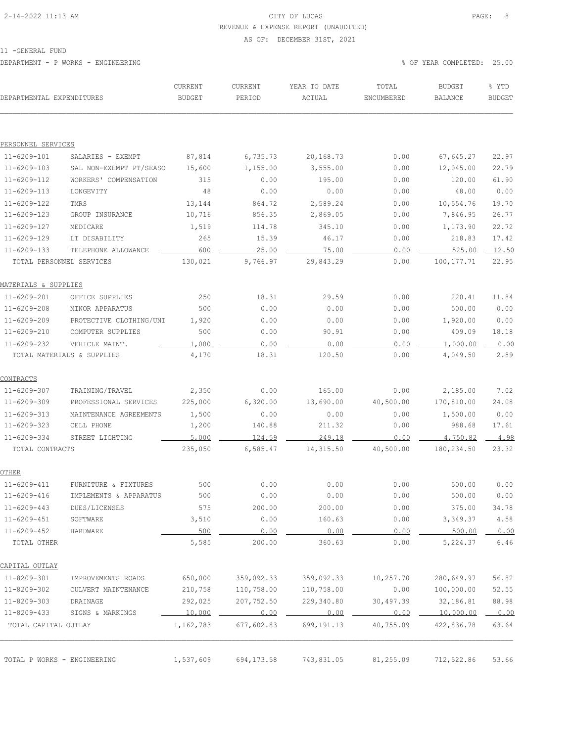CITY OF LUCAS
REVENUE & EXPENSE REPORT (UNAUDITED)
AS OF: DECEMBER 31ST, 2021

11 -GENERAL FUND

DEPARTMENT - P WORKS - ENGINEERING

% OF YEAR COMPLETED: 25.00

| DEPARTMENTAL EXPENDITURES | | CURRENT BUDGET | CURRENT PERIOD | YEAR TO DATE ACTUAL | TOTAL ENCUMBERED | BUDGET BALANCE | % YTD BUDGET |
|---|---|---|---|---|---|---|---|
| **PERSONNEL SERVICES** | | | | | | | |
| 11-6209-101 | SALARIES - EXEMPT | 87,814 | 6,735.73 | 20,168.73 | 0.00 | 67,645.27 | 22.97 |
| 11-6209-103 | SAL NON-EXEMPT PT/SEASO | 15,600 | 1,155.00 | 3,555.00 | 0.00 | 12,045.00 | 22.79 |
| 11-6209-112 | WORKERS' COMPENSATION | 315 | 0.00 | 195.00 | 0.00 | 120.00 | 61.90 |
| 11-6209-113 | LONGEVITY | 48 | 0.00 | 0.00 | 0.00 | 48.00 | 0.00 |
| 11-6209-122 | TMRS | 13,144 | 864.72 | 2,589.24 | 0.00 | 10,554.76 | 19.70 |
| 11-6209-123 | GROUP INSURANCE | 10,716 | 856.35 | 2,869.05 | 0.00 | 7,846.95 | 26.77 |
| 11-6209-127 | MEDICARE | 1,519 | 114.78 | 345.10 | 0.00 | 1,173.90 | 22.72 |
| 11-6209-129 | LT DISABILITY | 265 | 15.39 | 46.17 | 0.00 | 218.83 | 17.42 |
| 11-6209-133 | TELEPHONE ALLOWANCE | 600 | 25.00 | 75.00 | 0.00 | 525.00 | 12.50 |
| TOTAL PERSONNEL SERVICES | | 130,021 | 9,766.97 | 29,843.29 | 0.00 | 100,177.71 | 22.95 |
| **MATERIALS & SUPPLIES** | | | | | | | |
| 11-6209-201 | OFFICE SUPPLIES | 250 | 18.31 | 29.59 | 0.00 | 220.41 | 11.84 |
| 11-6209-208 | MINOR APPARATUS | 500 | 0.00 | 0.00 | 0.00 | 500.00 | 0.00 |
| 11-6209-209 | PROTECTIVE CLOTHING/UNI | 1,920 | 0.00 | 0.00 | 0.00 | 1,920.00 | 0.00 |
| 11-6209-210 | COMPUTER SUPPLIES | 500 | 0.00 | 90.91 | 0.00 | 409.09 | 18.18 |
| 11-6209-232 | VEHICLE MAINT. | 1,000 | 0.00 | 0.00 | 0.00 | 1,000.00 | 0.00 |
| TOTAL MATERIALS & SUPPLIES | | 4,170 | 18.31 | 120.50 | 0.00 | 4,049.50 | 2.89 |
| **CONTRACTS** | | | | | | | |
| 11-6209-307 | TRAINING/TRAVEL | 2,350 | 0.00 | 165.00 | 0.00 | 2,185.00 | 7.02 |
| 11-6209-309 | PROFESSIONAL SERVICES | 225,000 | 6,320.00 | 13,690.00 | 40,500.00 | 170,810.00 | 24.08 |
| 11-6209-313 | MAINTENANCE AGREEMENTS | 1,500 | 0.00 | 0.00 | 0.00 | 1,500.00 | 0.00 |
| 11-6209-323 | CELL PHONE | 1,200 | 140.88 | 211.32 | 0.00 | 988.68 | 17.61 |
| 11-6209-334 | STREET LIGHTING | 5,000 | 124.59 | 249.18 | 0.00 | 4,750.82 | 4.98 |
| TOTAL CONTRACTS | | 235,050 | 6,585.47 | 14,315.50 | 40,500.00 | 180,234.50 | 23.32 |
| **OTHER** | | | | | | | |
| 11-6209-411 | FURNITURE & FIXTURES | 500 | 0.00 | 0.00 | 0.00 | 500.00 | 0.00 |
| 11-6209-416 | IMPLEMENTS & APPARATUS | 500 | 0.00 | 0.00 | 0.00 | 500.00 | 0.00 |
| 11-6209-443 | DUES/LICENSES | 575 | 200.00 | 200.00 | 0.00 | 375.00 | 34.78 |
| 11-6209-451 | SOFTWARE | 3,510 | 0.00 | 160.63 | 0.00 | 3,349.37 | 4.58 |
| 11-6209-452 | HARDWARE | 500 | 0.00 | 0.00 | 0.00 | 500.00 | 0.00 |
| TOTAL OTHER | | 5,585 | 200.00 | 360.63 | 0.00 | 5,224.37 | 6.46 |
| **CAPITAL OUTLAY** | | | | | | | |
| 11-8209-301 | IMPROVEMENTS ROADS | 650,000 | 359,092.33 | 359,092.33 | 10,257.70 | 280,649.97 | 56.82 |
| 11-8209-302 | CULVERT MAINTENANCE | 210,758 | 110,758.00 | 110,758.00 | 0.00 | 100,000.00 | 52.55 |
| 11-8209-303 | DRAINAGE | 292,025 | 207,752.50 | 229,340.80 | 30,497.39 | 32,186.81 | 88.98 |
| 11-8209-433 | SIGNS & MARKINGS | 10,000 | 0.00 | 0.00 | 0.00 | 10,000.00 | 0.00 |
| TOTAL CAPITAL OUTLAY | | 1,162,783 | 677,602.83 | 699,191.13 | 40,755.09 | 422,836.78 | 63.64 |
| TOTAL P WORKS - ENGINEERING | | 1,537,609 | 694,173.58 | 743,831.05 | 81,255.09 | 712,522.86 | 53.66 |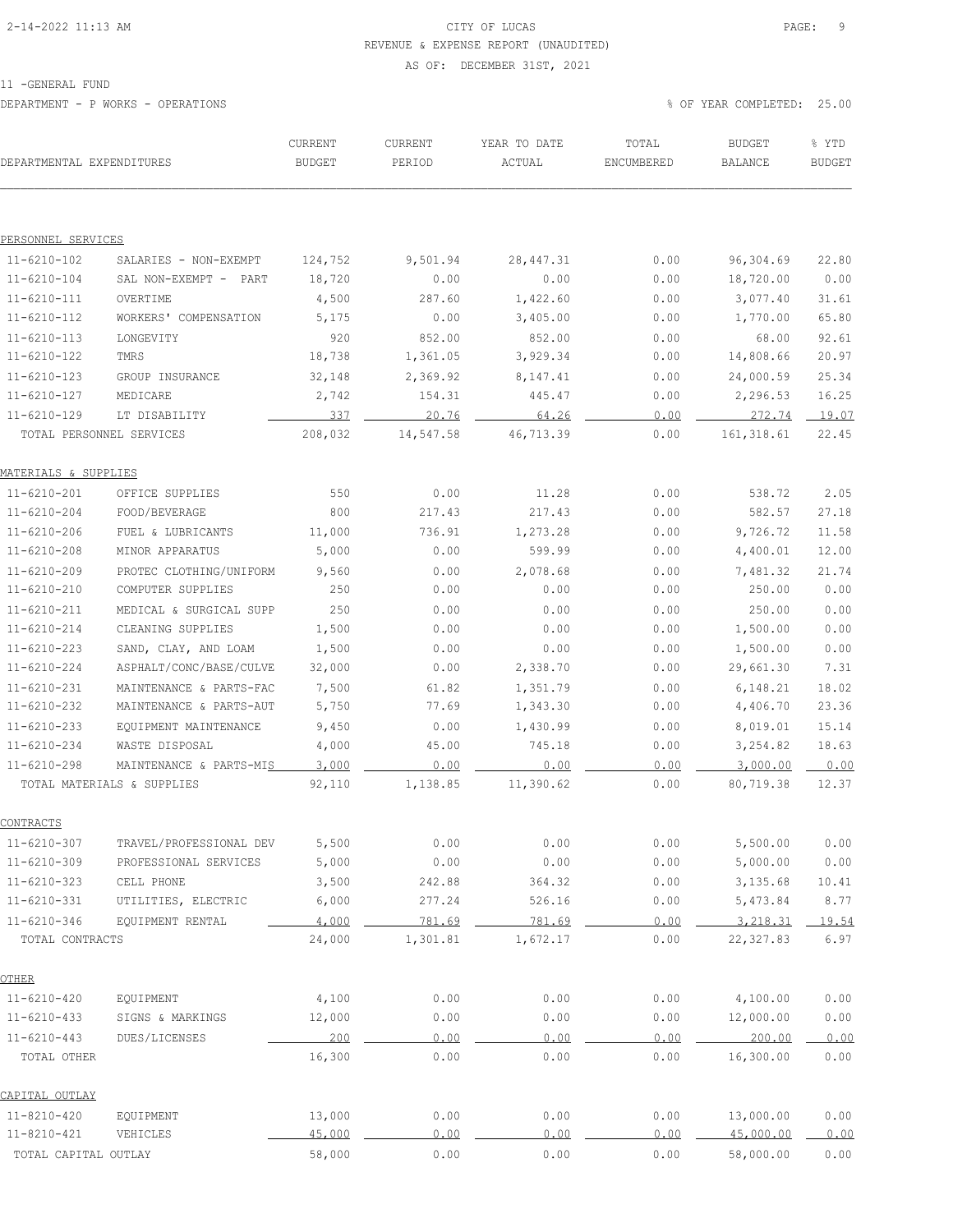CITY OF LUCAS
REVENUE & EXPENSE REPORT (UNAUDITED)
AS OF: DECEMBER 31ST, 2021

11 -GENERAL FUND

DEPARTMENT - P WORKS - OPERATIONS

% OF YEAR COMPLETED: 25.00

| DEPARTMENTAL EXPENDITURES | | CURRENT BUDGET | CURRENT PERIOD | YEAR TO DATE ACTUAL | TOTAL ENCUMBERED | BUDGET BALANCE | % YTD BUDGET |
|---|---|---|---|---|---|---|---|
| **PERSONNEL SERVICES** | | | | | | | |
| 11-6210-102 | SALARIES - NON-EXEMPT | 124,752 | 9,501.94 | 28,447.31 | 0.00 | 96,304.69 | 22.80 |
| 11-6210-104 | SAL NON-EXEMPT - PART | 18,720 | 0.00 | 0.00 | 0.00 | 18,720.00 | 0.00 |
| 11-6210-111 | OVERTIME | 4,500 | 287.60 | 1,422.60 | 0.00 | 3,077.40 | 31.61 |
| 11-6210-112 | WORKERS' COMPENSATION | 5,175 | 0.00 | 3,405.00 | 0.00 | 1,770.00 | 65.80 |
| 11-6210-113 | LONGEVITY | 920 | 852.00 | 852.00 | 0.00 | 68.00 | 92.61 |
| 11-6210-122 | TMRS | 18,738 | 1,361.05 | 3,929.34 | 0.00 | 14,808.66 | 20.97 |
| 11-6210-123 | GROUP INSURANCE | 32,148 | 2,369.92 | 8,147.41 | 0.00 | 24,000.59 | 25.34 |
| 11-6210-127 | MEDICARE | 2,742 | 154.31 | 445.47 | 0.00 | 2,296.53 | 16.25 |
| 11-6210-129 | LT DISABILITY | 337 | 20.76 | 64.26 | 0.00 | 272.74 | 19.07 |
| TOTAL PERSONNEL SERVICES | | 208,032 | 14,547.58 | 46,713.39 | 0.00 | 161,318.61 | 22.45 |
| **MATERIALS & SUPPLIES** | | | | | | | |
| 11-6210-201 | OFFICE SUPPLIES | 550 | 0.00 | 11.28 | 0.00 | 538.72 | 2.05 |
| 11-6210-204 | FOOD/BEVERAGE | 800 | 217.43 | 217.43 | 0.00 | 582.57 | 27.18 |
| 11-6210-206 | FUEL & LUBRICANTS | 11,000 | 736.91 | 1,273.28 | 0.00 | 9,726.72 | 11.58 |
| 11-6210-208 | MINOR APPARATUS | 5,000 | 0.00 | 599.99 | 0.00 | 4,400.01 | 12.00 |
| 11-6210-209 | PROTEC CLOTHING/UNIFORM | 9,560 | 0.00 | 2,078.68 | 0.00 | 7,481.32 | 21.74 |
| 11-6210-210 | COMPUTER SUPPLIES | 250 | 0.00 | 0.00 | 0.00 | 250.00 | 0.00 |
| 11-6210-211 | MEDICAL & SURGICAL SUPP | 250 | 0.00 | 0.00 | 0.00 | 250.00 | 0.00 |
| 11-6210-214 | CLEANING SUPPLIES | 1,500 | 0.00 | 0.00 | 0.00 | 1,500.00 | 0.00 |
| 11-6210-223 | SAND, CLAY, AND LOAM | 1,500 | 0.00 | 0.00 | 0.00 | 1,500.00 | 0.00 |
| 11-6210-224 | ASPHALT/CONC/BASE/CULVE | 32,000 | 0.00 | 2,338.70 | 0.00 | 29,661.30 | 7.31 |
| 11-6210-231 | MAINTENANCE & PARTS-FAC | 7,500 | 61.82 | 1,351.79 | 0.00 | 6,148.21 | 18.02 |
| 11-6210-232 | MAINTENANCE & PARTS-AUT | 5,750 | 77.69 | 1,343.30 | 0.00 | 4,406.70 | 23.36 |
| 11-6210-233 | EQUIPMENT MAINTENANCE | 9,450 | 0.00 | 1,430.99 | 0.00 | 8,019.01 | 15.14 |
| 11-6210-234 | WASTE DISPOSAL | 4,000 | 45.00 | 745.18 | 0.00 | 3,254.82 | 18.63 |
| 11-6210-298 | MAINTENANCE & PARTS-MIS | 3,000 | 0.00 | 0.00 | 0.00 | 3,000.00 | 0.00 |
| TOTAL MATERIALS & SUPPLIES | | 92,110 | 1,138.85 | 11,390.62 | 0.00 | 80,719.38 | 12.37 |
| **CONTRACTS** | | | | | | | |
| 11-6210-307 | TRAVEL/PROFESSIONAL DEV | 5,500 | 0.00 | 0.00 | 0.00 | 5,500.00 | 0.00 |
| 11-6210-309 | PROFESSIONAL SERVICES | 5,000 | 0.00 | 0.00 | 0.00 | 5,000.00 | 0.00 |
| 11-6210-323 | CELL PHONE | 3,500 | 242.88 | 364.32 | 0.00 | 3,135.68 | 10.41 |
| 11-6210-331 | UTILITIES, ELECTRIC | 6,000 | 277.24 | 526.16 | 0.00 | 5,473.84 | 8.77 |
| 11-6210-346 | EQUIPMENT RENTAL | 4,000 | 781.69 | 781.69 | 0.00 | 3,218.31 | 19.54 |
| TOTAL CONTRACTS | | 24,000 | 1,301.81 | 1,672.17 | 0.00 | 22,327.83 | 6.97 |
| **OTHER** | | | | | | | |
| 11-6210-420 | EQUIPMENT | 4,100 | 0.00 | 0.00 | 0.00 | 4,100.00 | 0.00 |
| 11-6210-433 | SIGNS & MARKINGS | 12,000 | 0.00 | 0.00 | 0.00 | 12,000.00 | 0.00 |
| 11-6210-443 | DUES/LICENSES | 200 | 0.00 | 0.00 | 0.00 | 200.00 | 0.00 |
| TOTAL OTHER | | 16,300 | 0.00 | 0.00 | 0.00 | 16,300.00 | 0.00 |
| **CAPITAL OUTLAY** | | | | | | | |
| 11-8210-420 | EQUIPMENT | 13,000 | 0.00 | 0.00 | 0.00 | 13,000.00 | 0.00 |
| 11-8210-421 | VEHICLES | 45,000 | 0.00 | 0.00 | 0.00 | 45,000.00 | 0.00 |
| TOTAL CAPITAL OUTLAY | | 58,000 | 0.00 | 0.00 | 0.00 | 58,000.00 | 0.00 |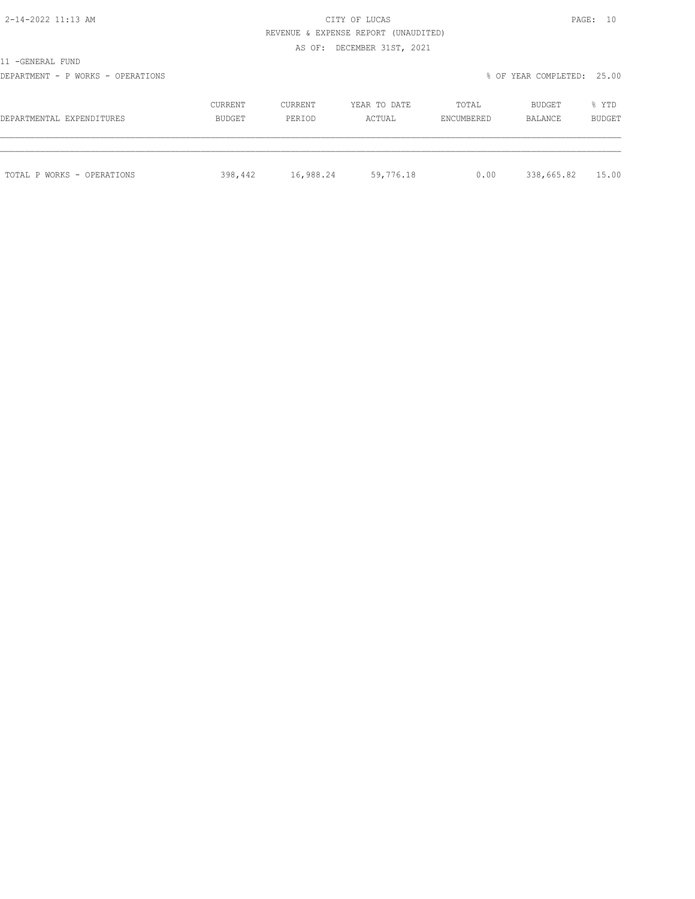CITY OF LUCAS

REVENUE & EXPENSE REPORT (UNAUDITED)

AS OF: DECEMBER 31ST, 2021

11 -GENERAL FUND

DEPARTMENT - P WORKS - OPERATIONS

% OF YEAR COMPLETED: 25.00

| DEPARTMENTAL EXPENDITURES | CURRENT BUDGET | CURRENT PERIOD | YEAR TO DATE ACTUAL | TOTAL ENCUMBERED | BUDGET BALANCE | % YTD BUDGET |
|---|---|---|---|---|---|---|
| TOTAL P WORKS - OPERATIONS | 398,442 | 16,988.24 | 59,776.18 | 0.00 | 338,665.82 | 15.00 |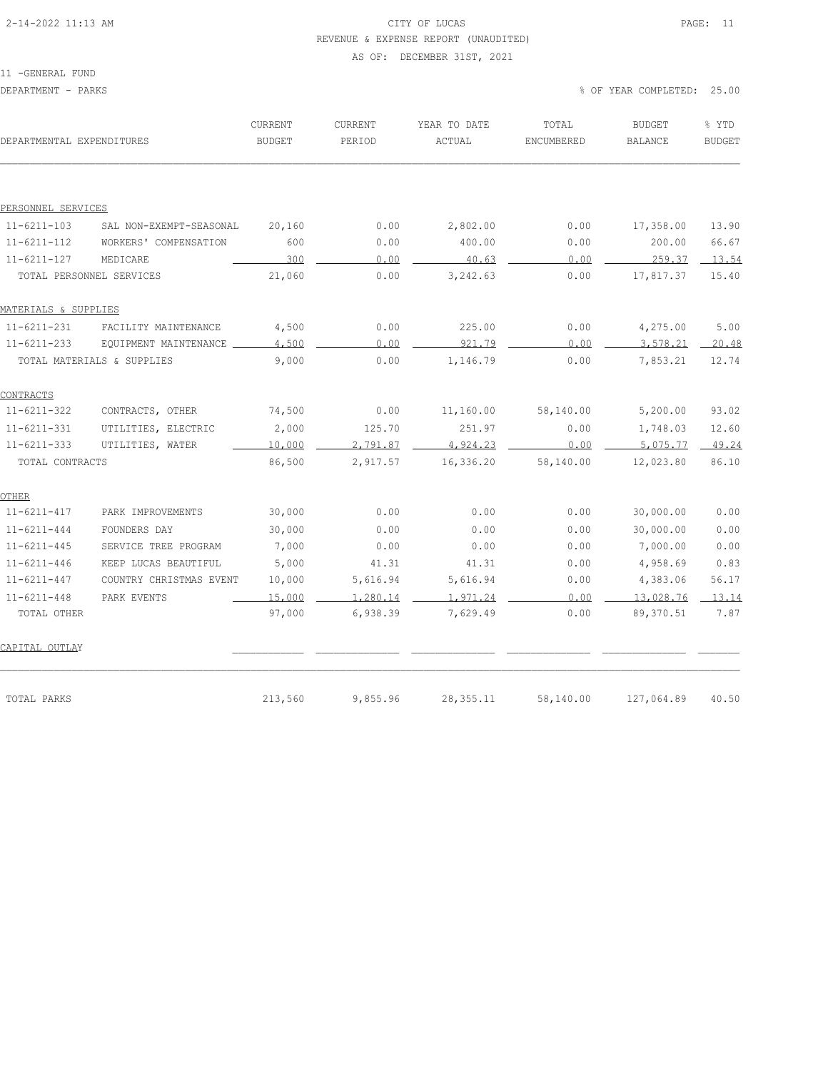CITY OF LUCAS
REVENUE & EXPENSE REPORT (UNAUDITED)
AS OF: DECEMBER 31ST, 2021

11 -GENERAL FUND
DEPARTMENT - PARKS

% OF YEAR COMPLETED: 25.00

| DEPARTMENTAL EXPENDITURES | | CURRENT BUDGET | CURRENT PERIOD | YEAR TO DATE ACTUAL | TOTAL ENCUMBERED | BUDGET BALANCE | % YTD BUDGET |
|---|---|---|---|---|---|---|---|
| PERSONNEL SERVICES | | | | | | | |
| 11-6211-103 | SAL NON-EXEMPT-SEASONAL | 20,160 | 0.00 | 2,802.00 | 0.00 | 17,358.00 | 13.90 |
| 11-6211-112 | WORKERS' COMPENSATION | 600 | 0.00 | 400.00 | 0.00 | 200.00 | 66.67 |
| 11-6211-127 | MEDICARE | 300 | 0.00 | 40.63 | 0.00 | 259.37 | 13.54 |
| TOTAL PERSONNEL SERVICES | | 21,060 | 0.00 | 3,242.63 | 0.00 | 17,817.37 | 15.40 |
| MATERIALS & SUPPLIES | | | | | | | |
| 11-6211-231 | FACILITY MAINTENANCE | 4,500 | 0.00 | 225.00 | 0.00 | 4,275.00 | 5.00 |
| 11-6211-233 | EQUIPMENT MAINTENANCE | 4,500 | 0.00 | 921.79 | 0.00 | 3,578.21 | 20.48 |
| TOTAL MATERIALS & SUPPLIES | | 9,000 | 0.00 | 1,146.79 | 0.00 | 7,853.21 | 12.74 |
| CONTRACTS | | | | | | | |
| 11-6211-322 | CONTRACTS, OTHER | 74,500 | 0.00 | 11,160.00 | 58,140.00 | 5,200.00 | 93.02 |
| 11-6211-331 | UTILITIES, ELECTRIC | 2,000 | 125.70 | 251.97 | 0.00 | 1,748.03 | 12.60 |
| 11-6211-333 | UTILITIES, WATER | 10,000 | 2,791.87 | 4,924.23 | 0.00 | 5,075.77 | 49.24 |
| TOTAL CONTRACTS | | 86,500 | 2,917.57 | 16,336.20 | 58,140.00 | 12,023.80 | 86.10 |
| OTHER | | | | | | | |
| 11-6211-417 | PARK IMPROVEMENTS | 30,000 | 0.00 | 0.00 | 0.00 | 30,000.00 | 0.00 |
| 11-6211-444 | FOUNDERS DAY | 30,000 | 0.00 | 0.00 | 0.00 | 30,000.00 | 0.00 |
| 11-6211-445 | SERVICE TREE PROGRAM | 7,000 | 0.00 | 0.00 | 0.00 | 7,000.00 | 0.00 |
| 11-6211-446 | KEEP LUCAS BEAUTIFUL | 5,000 | 41.31 | 41.31 | 0.00 | 4,958.69 | 0.83 |
| 11-6211-447 | COUNTRY CHRISTMAS EVENT | 10,000 | 5,616.94 | 5,616.94 | 0.00 | 4,383.06 | 56.17 |
| 11-6211-448 | PARK EVENTS | 15,000 | 1,280.14 | 1,971.24 | 0.00 | 13,028.76 | 13.14 |
| TOTAL OTHER | | 97,000 | 6,938.39 | 7,629.49 | 0.00 | 89,370.51 | 7.87 |
| CAPITAL OUTLAY | | | | | | | |
| TOTAL PARKS | | 213,560 | 9,855.96 | 28,355.11 | 58,140.00 | 127,064.89 | 40.50 |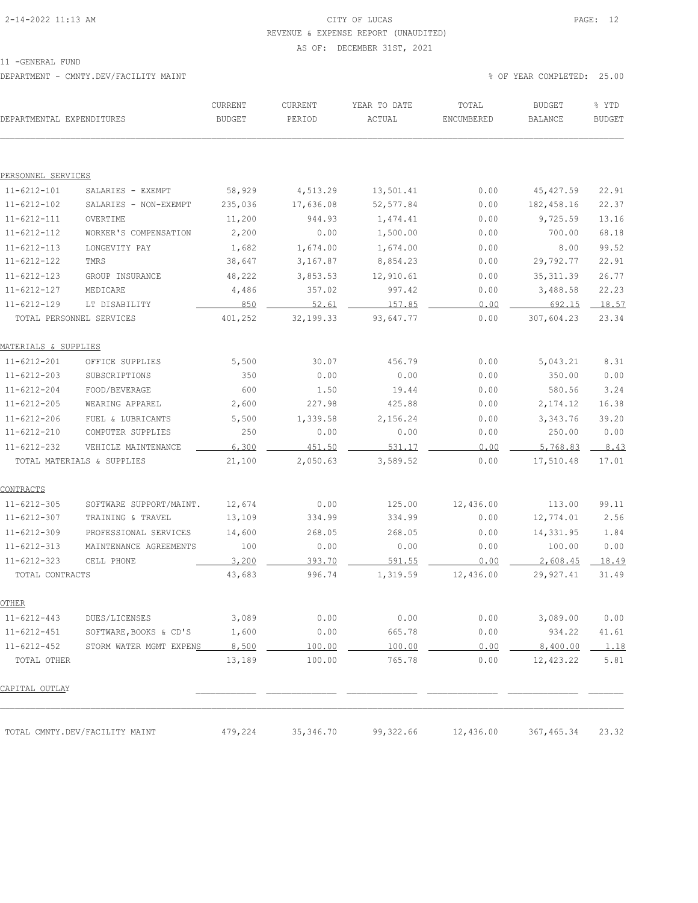CITY OF LUCAS

REVENUE & EXPENSE REPORT (UNAUDITED)

AS OF: DECEMBER 31ST, 2021

11 -GENERAL FUND

DEPARTMENT - CMNTY.DEV/FACILITY MAINT

% OF YEAR COMPLETED: 25.00

| DEPARTMENTAL EXPENDITURES | | CURRENT BUDGET | CURRENT PERIOD | YEAR TO DATE ACTUAL | TOTAL ENCUMBERED | BUDGET BALANCE | % YTD BUDGET |
|---|---|---|---|---|---|---|---|
| PERSONNEL SERVICES | | | | | | | |
| 11-6212-101 | SALARIES - EXEMPT | 58,929 | 4,513.29 | 13,501.41 | 0.00 | 45,427.59 | 22.91 |
| 11-6212-102 | SALARIES - NON-EXEMPT | 235,036 | 17,636.08 | 52,577.84 | 0.00 | 182,458.16 | 22.37 |
| 11-6212-111 | OVERTIME | 11,200 | 944.93 | 1,474.41 | 0.00 | 9,725.59 | 13.16 |
| 11-6212-112 | WORKER'S COMPENSATION | 2,200 | 0.00 | 1,500.00 | 0.00 | 700.00 | 68.18 |
| 11-6212-113 | LONGEVITY PAY | 1,682 | 1,674.00 | 1,674.00 | 0.00 | 8.00 | 99.52 |
| 11-6212-122 | TMRS | 38,647 | 3,167.87 | 8,854.23 | 0.00 | 29,792.77 | 22.91 |
| 11-6212-123 | GROUP INSURANCE | 48,222 | 3,853.53 | 12,910.61 | 0.00 | 35,311.39 | 26.77 |
| 11-6212-127 | MEDICARE | 4,486 | 357.02 | 997.42 | 0.00 | 3,488.58 | 22.23 |
| 11-6212-129 | LT DISABILITY | 850 | 52.61 | 157.85 | 0.00 | 692.15 | 18.57 |
| TOTAL PERSONNEL SERVICES | | 401,252 | 32,199.33 | 93,647.77 | 0.00 | 307,604.23 | 23.34 |
| MATERIALS & SUPPLIES | | | | | | | |
| 11-6212-201 | OFFICE SUPPLIES | 5,500 | 30.07 | 456.79 | 0.00 | 5,043.21 | 8.31 |
| 11-6212-203 | SUBSCRIPTIONS | 350 | 0.00 | 0.00 | 0.00 | 350.00 | 0.00 |
| 11-6212-204 | FOOD/BEVERAGE | 600 | 1.50 | 19.44 | 0.00 | 580.56 | 3.24 |
| 11-6212-205 | WEARING APPAREL | 2,600 | 227.98 | 425.88 | 0.00 | 2,174.12 | 16.38 |
| 11-6212-206 | FUEL & LUBRICANTS | 5,500 | 1,339.58 | 2,156.24 | 0.00 | 3,343.76 | 39.20 |
| 11-6212-210 | COMPUTER SUPPLIES | 250 | 0.00 | 0.00 | 0.00 | 250.00 | 0.00 |
| 11-6212-232 | VEHICLE MAINTENANCE | 6,300 | 451.50 | 531.17 | 0.00 | 5,768.83 | 8.43 |
| TOTAL MATERIALS & SUPPLIES | | 21,100 | 2,050.63 | 3,589.52 | 0.00 | 17,510.48 | 17.01 |
| CONTRACTS | | | | | | | |
| 11-6212-305 | SOFTWARE SUPPORT/MAINT. | 12,674 | 0.00 | 125.00 | 12,436.00 | 113.00 | 99.11 |
| 11-6212-307 | TRAINING & TRAVEL | 13,109 | 334.99 | 334.99 | 0.00 | 12,774.01 | 2.56 |
| 11-6212-309 | PROFESSIONAL SERVICES | 14,600 | 268.05 | 268.05 | 0.00 | 14,331.95 | 1.84 |
| 11-6212-313 | MAINTENANCE AGREEMENTS | 100 | 0.00 | 0.00 | 0.00 | 100.00 | 0.00 |
| 11-6212-323 | CELL PHONE | 3,200 | 393.70 | 591.55 | 0.00 | 2,608.45 | 18.49 |
| TOTAL CONTRACTS | | 43,683 | 996.74 | 1,319.59 | 12,436.00 | 29,927.41 | 31.49 |
| OTHER | | | | | | | |
| 11-6212-443 | DUES/LICENSES | 3,089 | 0.00 | 0.00 | 0.00 | 3,089.00 | 0.00 |
| 11-6212-451 | SOFTWARE,BOOKS & CD'S | 1,600 | 0.00 | 665.78 | 0.00 | 934.22 | 41.61 |
| 11-6212-452 | STORM WATER MGMT EXPENS | 8,500 | 100.00 | 100.00 | 0.00 | 8,400.00 | 1.18 |
| TOTAL OTHER | | 13,189 | 100.00 | 765.78 | 0.00 | 12,423.22 | 5.81 |
| CAPITAL OUTLAY | | | | | | | |
| TOTAL CMNTY.DEV/FACILITY MAINT | | 479,224 | 35,346.70 | 99,322.66 | 12,436.00 | 367,465.34 | 23.32 |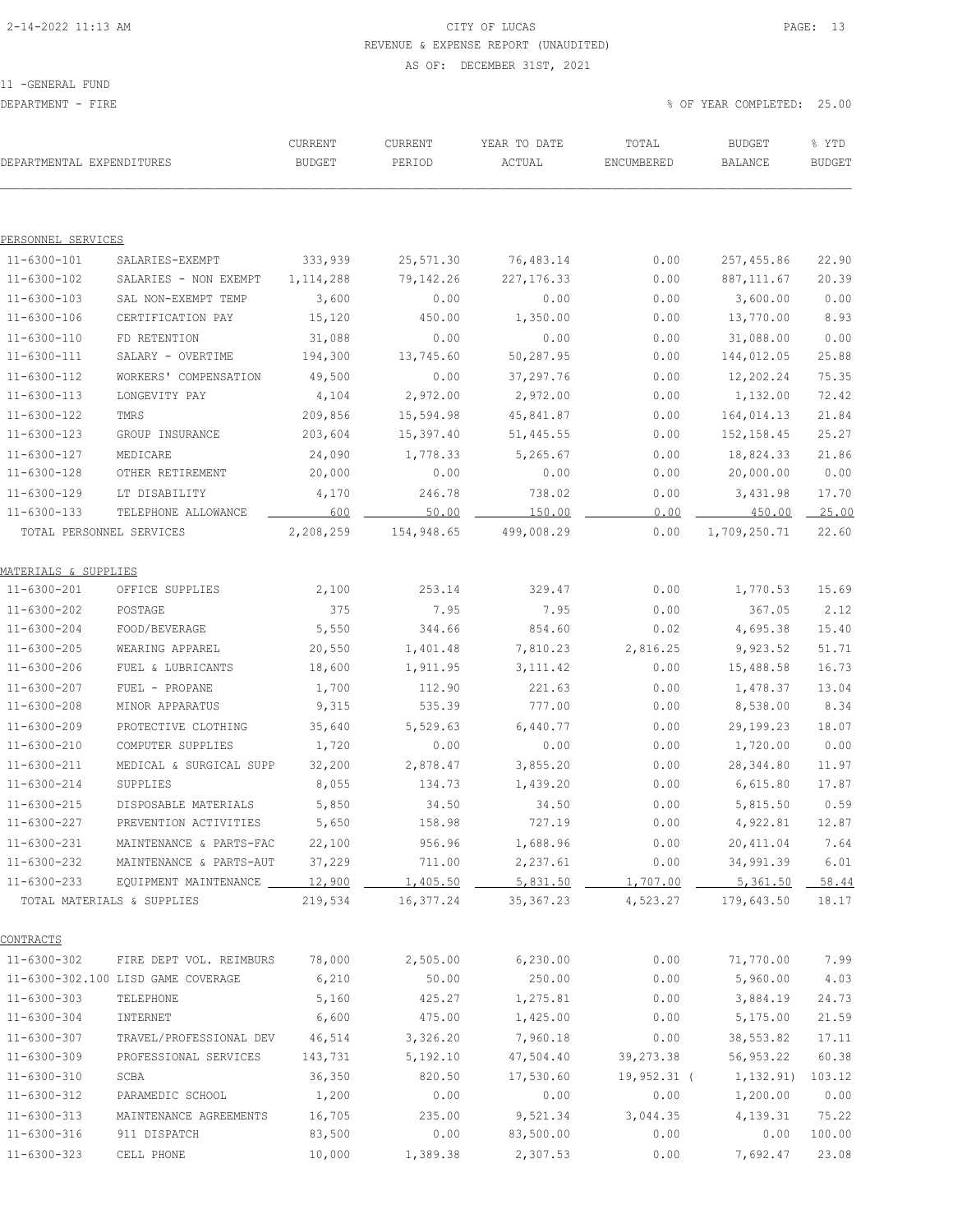2-14-2022 11:13 AM

# CITY OF LUCAS

## REVENUE & EXPENSE REPORT (UNAUDITED)

AS OF: DECEMBER 31ST, 2021

11 -GENERAL FUND

DEPARTMENT - FIRE

% OF YEAR COMPLETED: 25.00

| DEPARTMENTAL EXPENDITURES | | CURRENT BUDGET | CURRENT PERIOD | YEAR TO DATE ACTUAL | TOTAL ENCUMBERED | BUDGET BALANCE | % YTD BUDGET |
|---|---|---|---|---|---|---|---|
| **PERSONNEL SERVICES** | | | | | | | |
| 11-6300-101 | SALARIES-EXEMPT | 333,939 | 25,571.30 | 76,483.14 | 0.00 | 257,455.86 | 22.90 |
| 11-6300-102 | SALARIES - NON EXEMPT | 1,114,288 | 79,142.26 | 227,176.33 | 0.00 | 887,111.67 | 20.39 |
| 11-6300-103 | SAL NON-EXEMPT TEMP | 3,600 | 0.00 | 0.00 | 0.00 | 3,600.00 | 0.00 |
| 11-6300-106 | CERTIFICATION PAY | 15,120 | 450.00 | 1,350.00 | 0.00 | 13,770.00 | 8.93 |
| 11-6300-110 | FD RETENTION | 31,088 | 0.00 | 0.00 | 0.00 | 31,088.00 | 0.00 |
| 11-6300-111 | SALARY - OVERTIME | 194,300 | 13,745.60 | 50,287.95 | 0.00 | 144,012.05 | 25.88 |
| 11-6300-112 | WORKERS' COMPENSATION | 49,500 | 0.00 | 37,297.76 | 0.00 | 12,202.24 | 75.35 |
| 11-6300-113 | LONGEVITY PAY | 4,104 | 2,972.00 | 2,972.00 | 0.00 | 1,132.00 | 72.42 |
| 11-6300-122 | TMRS | 209,856 | 15,594.98 | 45,841.87 | 0.00 | 164,014.13 | 21.84 |
| 11-6300-123 | GROUP INSURANCE | 203,604 | 15,397.40 | 51,445.55 | 0.00 | 152,158.45 | 25.27 |
| 11-6300-127 | MEDICARE | 24,090 | 1,778.33 | 5,265.67 | 0.00 | 18,824.33 | 21.86 |
| 11-6300-128 | OTHER RETIREMENT | 20,000 | 0.00 | 0.00 | 0.00 | 20,000.00 | 0.00 |
| 11-6300-129 | LT DISABILITY | 4,170 | 246.78 | 738.02 | 0.00 | 3,431.98 | 17.70 |
| 11-6300-133 | TELEPHONE ALLOWANCE | 600 | 50.00 | 150.00 | 0.00 | 450.00 | 25.00 |
| TOTAL PERSONNEL SERVICES | | 2,208,259 | 154,948.65 | 499,008.29 | 0.00 | 1,709,250.71 | 22.60 |
| **MATERIALS & SUPPLIES** | | | | | | | |
| 11-6300-201 | OFFICE SUPPLIES | 2,100 | 253.14 | 329.47 | 0.00 | 1,770.53 | 15.69 |
| 11-6300-202 | POSTAGE | 375 | 7.95 | 7.95 | 0.00 | 367.05 | 2.12 |
| 11-6300-204 | FOOD/BEVERAGE | 5,550 | 344.66 | 854.60 | 0.02 | 4,695.38 | 15.40 |
| 11-6300-205 | WEARING APPAREL | 20,550 | 1,401.48 | 7,810.23 | 2,816.25 | 9,923.52 | 51.71 |
| 11-6300-206 | FUEL & LUBRICANTS | 18,600 | 1,911.95 | 3,111.42 | 0.00 | 15,488.58 | 16.73 |
| 11-6300-207 | FUEL - PROPANE | 1,700 | 112.90 | 221.63 | 0.00 | 1,478.37 | 13.04 |
| 11-6300-208 | MINOR APPARATUS | 9,315 | 535.39 | 777.00 | 0.00 | 8,538.00 | 8.34 |
| 11-6300-209 | PROTECTIVE CLOTHING | 35,640 | 5,529.63 | 6,440.77 | 0.00 | 29,199.23 | 18.07 |
| 11-6300-210 | COMPUTER SUPPLIES | 1,720 | 0.00 | 0.00 | 0.00 | 1,720.00 | 0.00 |
| 11-6300-211 | MEDICAL & SURGICAL SUPP | 32,200 | 2,878.47 | 3,855.20 | 0.00 | 28,344.80 | 11.97 |
| 11-6300-214 | SUPPLIES | 8,055 | 134.73 | 1,439.20 | 0.00 | 6,615.80 | 17.87 |
| 11-6300-215 | DISPOSABLE MATERIALS | 5,850 | 34.50 | 34.50 | 0.00 | 5,815.50 | 0.59 |
| 11-6300-227 | PREVENTION ACTIVITIES | 5,650 | 158.98 | 727.19 | 0.00 | 4,922.81 | 12.87 |
| 11-6300-231 | MAINTENANCE & PARTS-FAC | 22,100 | 956.96 | 1,688.96 | 0.00 | 20,411.04 | 7.64 |
| 11-6300-232 | MAINTENANCE & PARTS-AUT | 37,229 | 711.00 | 2,237.61 | 0.00 | 34,991.39 | 6.01 |
| 11-6300-233 | EQUIPMENT MAINTENANCE | 12,900 | 1,405.50 | 5,831.50 | 1,707.00 | 5,361.50 | 58.44 |
| TOTAL MATERIALS & SUPPLIES | | 219,534 | 16,377.24 | 35,367.23 | 4,523.27 | 179,643.50 | 18.17 |
| **CONTRACTS** | | | | | | | |
| 11-6300-302 | FIRE DEPT VOL. REIMBURS | 78,000 | 2,505.00 | 6,230.00 | 0.00 | 71,770.00 | 7.99 |
| 11-6300-302.100 | LISD GAME COVERAGE | 6,210 | 50.00 | 250.00 | 0.00 | 5,960.00 | 4.03 |
| 11-6300-303 | TELEPHONE | 5,160 | 425.27 | 1,275.81 | 0.00 | 3,884.19 | 24.73 |
| 11-6300-304 | INTERNET | 6,600 | 475.00 | 1,425.00 | 0.00 | 5,175.00 | 21.59 |
| 11-6300-307 | TRAVEL/PROFESSIONAL DEV | 46,514 | 3,326.20 | 7,960.18 | 0.00 | 38,553.82 | 17.11 |
| 11-6300-309 | PROFESSIONAL SERVICES | 143,731 | 5,192.10 | 47,504.40 | 39,273.38 | 56,953.22 | 60.38 |
| 11-6300-310 | SCBA | 36,350 | 820.50 | 17,530.60 | 19,952.31 | ( 1,132.91) | 103.12 |
| 11-6300-312 | PARAMEDIC SCHOOL | 1,200 | 0.00 | 0.00 | 0.00 | 1,200.00 | 0.00 |
| 11-6300-313 | MAINTENANCE AGREEMENTS | 16,705 | 235.00 | 9,521.34 | 3,044.35 | 4,139.31 | 75.22 |
| 11-6300-316 | 911 DISPATCH | 83,500 | 0.00 | 83,500.00 | 0.00 | 0.00 | 100.00 |
| 11-6300-323 | CELL PHONE | 10,000 | 1,389.38 | 2,307.53 | 0.00 | 7,692.47 | 23.08 |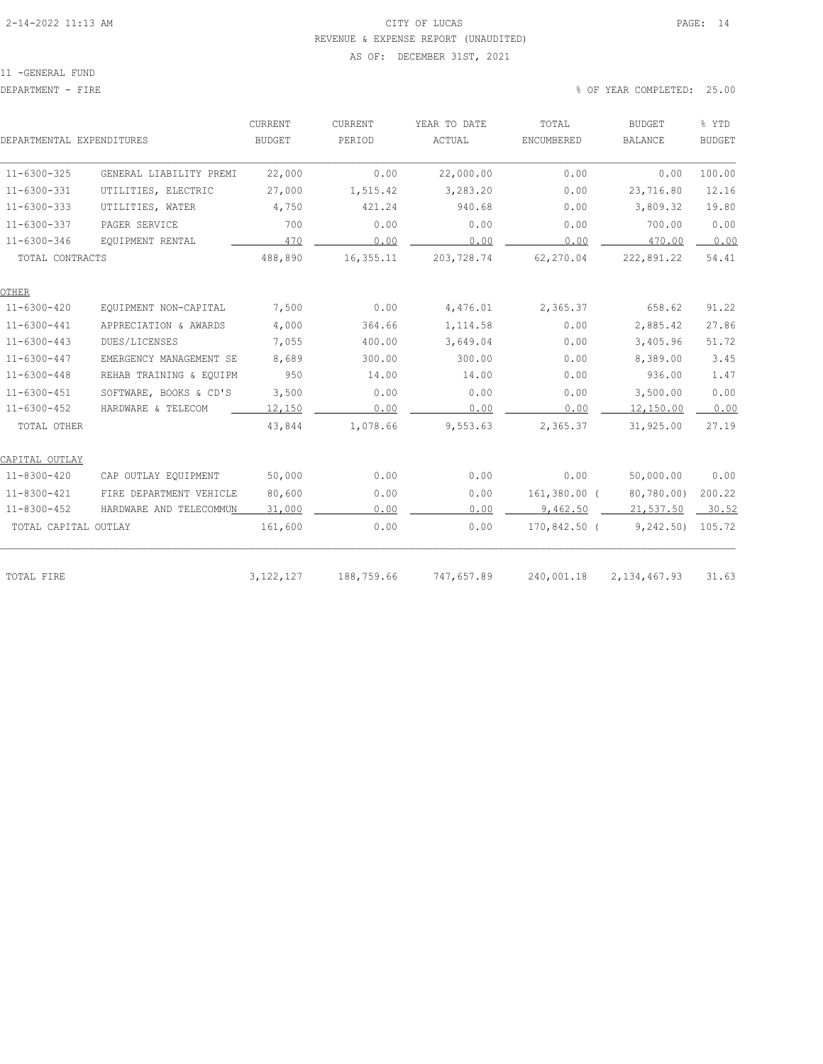2-14-2022 11:13 AM CITY OF LUCAS

REVENUE & EXPENSE REPORT (UNAUDITED)

AS OF: DECEMBER 31ST, 2021

11 -GENERAL FUND

DEPARTMENT - FIRE

% OF YEAR COMPLETED: 25.00

| DEPARTMENTAL EXPENDITURES | | CURRENT BUDGET | CURRENT PERIOD | YEAR TO DATE ACTUAL | TOTAL ENCUMBERED | BUDGET BALANCE | % YTD BUDGET |
|---|---|---|---|---|---|---|---|
| 11-6300-325 | GENERAL LIABILITY PREMI | 22,000 | 0.00 | 22,000.00 | 0.00 | 0.00 | 100.00 |
| 11-6300-331 | UTILITIES, ELECTRIC | 27,000 | 1,515.42 | 3,283.20 | 0.00 | 23,716.80 | 12.16 |
| 11-6300-333 | UTILITIES, WATER | 4,750 | 421.24 | 940.68 | 0.00 | 3,809.32 | 19.80 |
| 11-6300-337 | PAGER SERVICE | 700 | 0.00 | 0.00 | 0.00 | 700.00 | 0.00 |
| 11-6300-346 | EQUIPMENT RENTAL | 470 | 0.00 | 0.00 | 0.00 | 470.00 | 0.00 |
| TOTAL CONTRACTS | | 488,890 | 16,355.11 | 203,728.74 | 62,270.04 | 222,891.22 | 54.41 |
| **OTHER** | | | | | | | |
| 11-6300-420 | EQUIPMENT NON-CAPITAL | 7,500 | 0.00 | 4,476.01 | 2,365.37 | 658.62 | 91.22 |
| 11-6300-441 | APPRECIATION & AWARDS | 4,000 | 364.66 | 1,114.58 | 0.00 | 2,885.42 | 27.86 |
| 11-6300-443 | DUES/LICENSES | 7,055 | 400.00 | 3,649.04 | 0.00 | 3,405.96 | 51.72 |
| 11-6300-447 | EMERGENCY MANAGEMENT SE | 8,689 | 300.00 | 300.00 | 0.00 | 8,389.00 | 3.45 |
| 11-6300-448 | REHAB TRAINING & EQUIPM | 950 | 14.00 | 14.00 | 0.00 | 936.00 | 1.47 |
| 11-6300-451 | SOFTWARE, BOOKS & CD'S | 3,500 | 0.00 | 0.00 | 0.00 | 3,500.00 | 0.00 |
| 11-6300-452 | HARDWARE & TELECOM | 12,150 | 0.00 | 0.00 | 0.00 | 12,150.00 | 0.00 |
| TOTAL OTHER | | 43,844 | 1,078.66 | 9,553.63 | 2,365.37 | 31,925.00 | 27.19 |
| **CAPITAL OUTLAY** | | | | | | | |
| 11-8300-420 | CAP OUTLAY EQUIPMENT | 50,000 | 0.00 | 0.00 | 0.00 | 50,000.00 | 0.00 |
| 11-8300-421 | FIRE DEPARTMENT VEHICLE | 80,600 | 0.00 | 0.00 | 161,380.00 | ( 80,780.00) | 200.22 |
| 11-8300-452 | HARDWARE AND TELECOMMUN | 31,000 | 0.00 | 0.00 | 9,462.50 | 21,537.50 | 30.52 |
| TOTAL CAPITAL OUTLAY | | 161,600 | 0.00 | 0.00 | 170,842.50 | ( 9,242.50) | 105.72 |
| TOTAL FIRE | | 3,122,127 | 188,759.66 | 747,657.89 | 240,001.18 | 2,134,467.93 | 31.63 |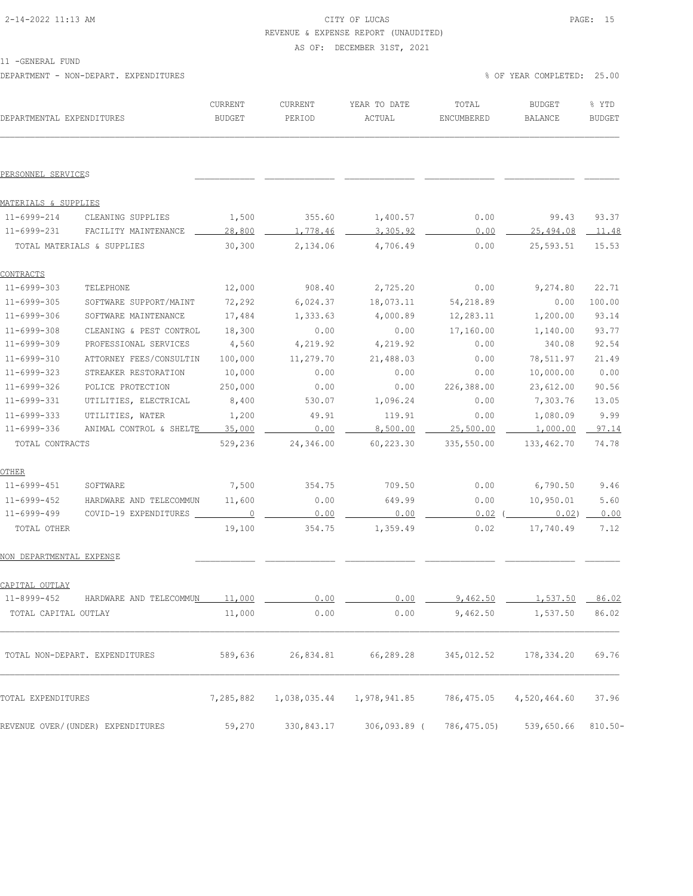CITY OF LUCAS
REVENUE & EXPENSE REPORT (UNAUDITED)
AS OF: DECEMBER 31ST, 2021

11 -GENERAL FUND

DEPARTMENT - NON-DEPART. EXPENDITURES

% OF YEAR COMPLETED: 25.00

| DEPARTMENTAL EXPENDITURES | | CURRENT BUDGET | CURRENT PERIOD | YEAR TO DATE ACTUAL | TOTAL ENCUMBERED | BUDGET BALANCE | % YTD BUDGET |
|---|---|---|---|---|---|---|---|
| PERSONNEL SERVICES | | | | | | | |
| MATERIALS & SUPPLIES | | | | | | | |
| 11-6999-214 | CLEANING SUPPLIES | 1,500 | 355.60 | 1,400.57 | 0.00 | 99.43 | 93.37 |
| 11-6999-231 | FACILITY MAINTENANCE | 28,800 | 1,778.46 | 3,305.92 | 0.00 | 25,494.08 | 11.48 |
| TOTAL MATERIALS & SUPPLIES | | 30,300 | 2,134.06 | 4,706.49 | 0.00 | 25,593.51 | 15.53 |
| CONTRACTS | | | | | | | |
| 11-6999-303 | TELEPHONE | 12,000 | 908.40 | 2,725.20 | 0.00 | 9,274.80 | 22.71 |
| 11-6999-305 | SOFTWARE SUPPORT/MAINT | 72,292 | 6,024.37 | 18,073.11 | 54,218.89 | 0.00 | 100.00 |
| 11-6999-306 | SOFTWARE MAINTENANCE | 17,484 | 1,333.63 | 4,000.89 | 12,283.11 | 1,200.00 | 93.14 |
| 11-6999-308 | CLEANING & PEST CONTROL | 18,300 | 0.00 | 0.00 | 17,160.00 | 1,140.00 | 93.77 |
| 11-6999-309 | PROFESSIONAL SERVICES | 4,560 | 4,219.92 | 4,219.92 | 0.00 | 340.08 | 92.54 |
| 11-6999-310 | ATTORNEY FEES/CONSULTIN | 100,000 | 11,279.70 | 21,488.03 | 0.00 | 78,511.97 | 21.49 |
| 11-6999-323 | STREAKER RESTORATION | 10,000 | 0.00 | 0.00 | 0.00 | 10,000.00 | 0.00 |
| 11-6999-326 | POLICE PROTECTION | 250,000 | 0.00 | 0.00 | 226,388.00 | 23,612.00 | 90.56 |
| 11-6999-331 | UTILITIES, ELECTRICAL | 8,400 | 530.07 | 1,096.24 | 0.00 | 7,303.76 | 13.05 |
| 11-6999-333 | UTILITIES, WATER | 1,200 | 49.91 | 119.91 | 0.00 | 1,080.09 | 9.99 |
| 11-6999-336 | ANIMAL CONTROL & SHELTE | 35,000 | 0.00 | 8,500.00 | 25,500.00 | 1,000.00 | 97.14 |
| TOTAL CONTRACTS | | 529,236 | 24,346.00 | 60,223.30 | 335,550.00 | 133,462.70 | 74.78 |
| OTHER | | | | | | | |
| 11-6999-451 | SOFTWARE | 7,500 | 354.75 | 709.50 | 0.00 | 6,790.50 | 9.46 |
| 11-6999-452 | HARDWARE AND TELECOMMUN | 11,600 | 0.00 | 649.99 | 0.00 | 10,950.01 | 5.60 |
| 11-6999-499 | COVID-19 EXPENDITURES | 0 | 0.00 | 0.00 | 0.02 | ( 0.02) | 0.00 |
| TOTAL OTHER | | 19,100 | 354.75 | 1,359.49 | 0.02 | 17,740.49 | 7.12 |
| NON DEPARTMENTAL EXPENSE | | | | | | | |
| CAPITAL OUTLAY | | | | | | | |
| 11-8999-452 | HARDWARE AND TELECOMMUN | 11,000 | 0.00 | 0.00 | 9,462.50 | 1,537.50 | 86.02 |
| TOTAL CAPITAL OUTLAY | | 11,000 | 0.00 | 0.00 | 9,462.50 | 1,537.50 | 86.02 |
| TOTAL NON-DEPART. EXPENDITURES | | 589,636 | 26,834.81 | 66,289.28 | 345,012.52 | 178,334.20 | 69.76 |
| TOTAL EXPENDITURES | | 7,285,882 | 1,038,035.44 | 1,978,941.85 | 786,475.05 | 4,520,464.60 | 37.96 |
| REVENUE OVER/(UNDER) EXPENDITURES | | 59,270 | 330,843.17 | 306,093.89 | ( 786,475.05) | 539,650.66 | 810.50- |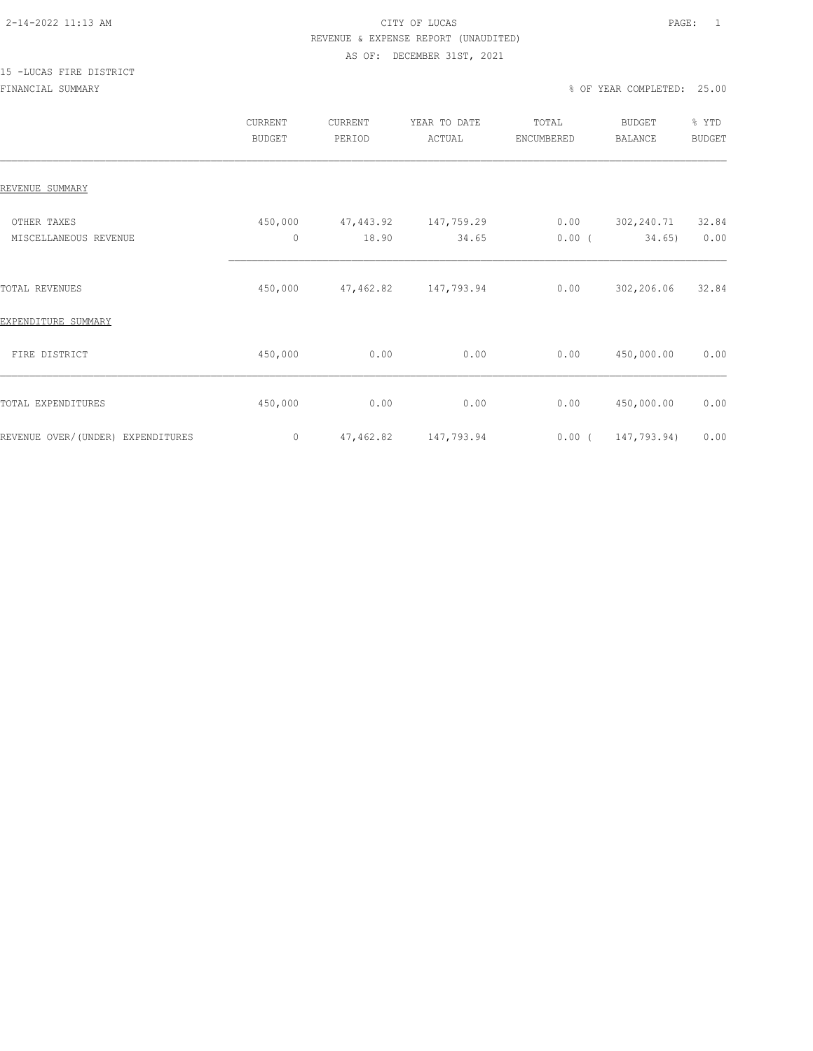CITY OF LUCAS
REVENUE & EXPENSE REPORT (UNAUDITED)
AS OF: DECEMBER 31ST, 2021

15 -LUCAS FIRE DISTRICT

FINANCIAL SUMMARY

% OF YEAR COMPLETED: 25.00

| | CURRENT BUDGET | CURRENT PERIOD | YEAR TO DATE ACTUAL | TOTAL ENCUMBERED | BUDGET BALANCE | % YTD BUDGET |
|---|---|---|---|---|---|---|
| REVENUE SUMMARY | | | | | | |
| OTHER TAXES | 450,000 | 47,443.92 | 147,759.29 | 0.00 | 302,240.71 | 32.84 |
| MISCELLANEOUS REVENUE | 0 | 18.90 | 34.65 | 0.00 | ( 34.65) | 0.00 |
| TOTAL REVENUES | 450,000 | 47,462.82 | 147,793.94 | 0.00 | 302,206.06 | 32.84 |
| EXPENDITURE SUMMARY | | | | | | |
| FIRE DISTRICT | 450,000 | 0.00 | 0.00 | 0.00 | 450,000.00 | 0.00 |
| TOTAL EXPENDITURES | 450,000 | 0.00 | 0.00 | 0.00 | 450,000.00 | 0.00 |
| REVENUE OVER/(UNDER) EXPENDITURES | 0 | 47,462.82 | 147,793.94 | 0.00 | ( 147,793.94) | 0.00 |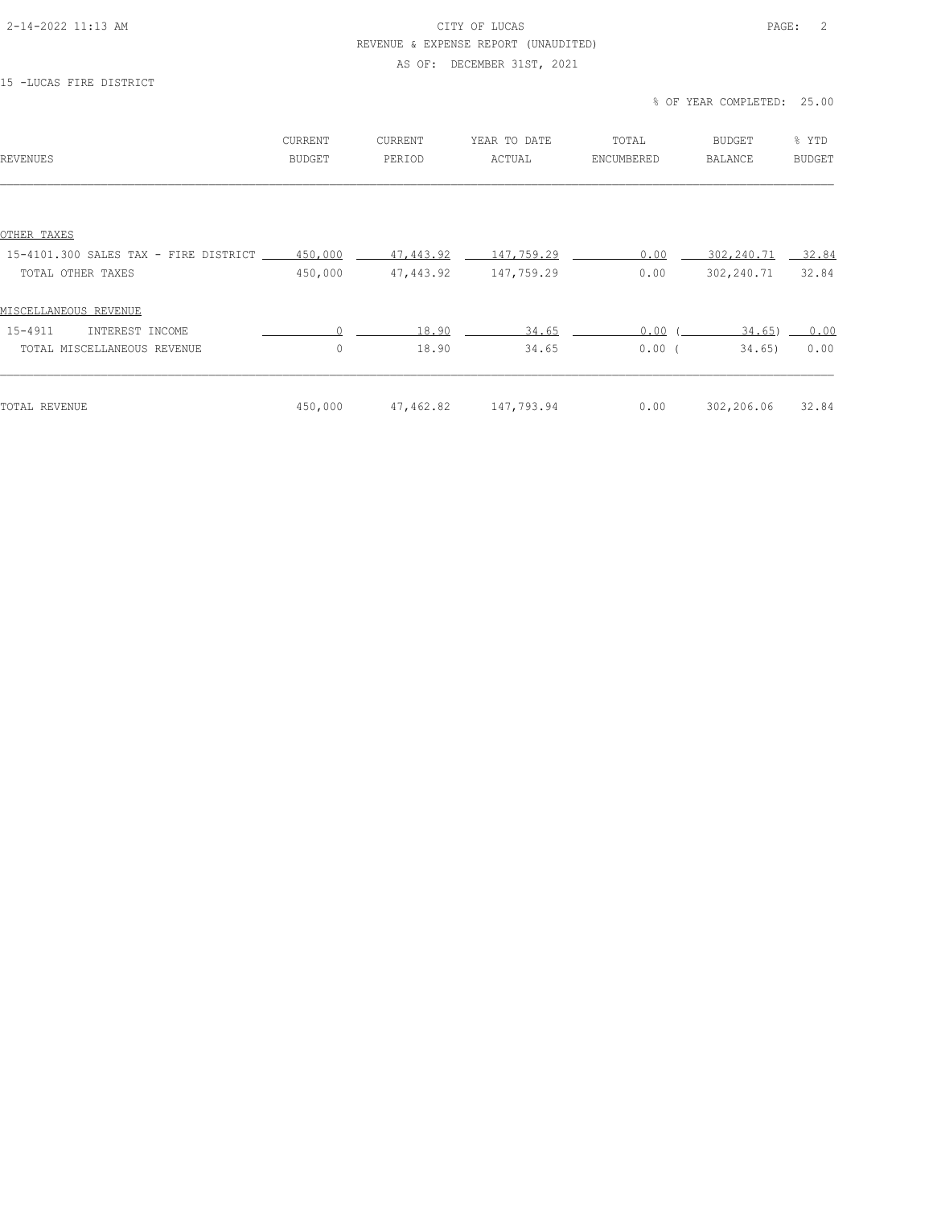CITY OF LUCAS

REVENUE & EXPENSE REPORT (UNAUDITED)

AS OF: DECEMBER 31ST, 2021

15 -LUCAS FIRE DISTRICT

% OF YEAR COMPLETED: 25.00

| REVENUES | CURRENT BUDGET | CURRENT PERIOD | YEAR TO DATE ACTUAL | TOTAL ENCUMBERED | BUDGET BALANCE | % YTD BUDGET |
|---|---|---|---|---|---|---|
| OTHER TAXES | | | | | | |
| 15-4101.300 SALES TAX - FIRE DISTRICT | 450,000 | 47,443.92 | 147,759.29 | 0.00 | 302,240.71 | 32.84 |
| TOTAL OTHER TAXES | 450,000 | 47,443.92 | 147,759.29 | 0.00 | 302,240.71 | 32.84 |
| MISCELLANEOUS REVENUE | | | | | | |
| 15-4911 INTEREST INCOME | 0 | 18.90 | 34.65 | 0.00 | ( 34.65) | 0.00 |
| TOTAL MISCELLANEOUS REVENUE | 0 | 18.90 | 34.65 | 0.00 | ( 34.65) | 0.00 |
| TOTAL REVENUE | 450,000 | 47,462.82 | 147,793.94 | 0.00 | 302,206.06 | 32.84 |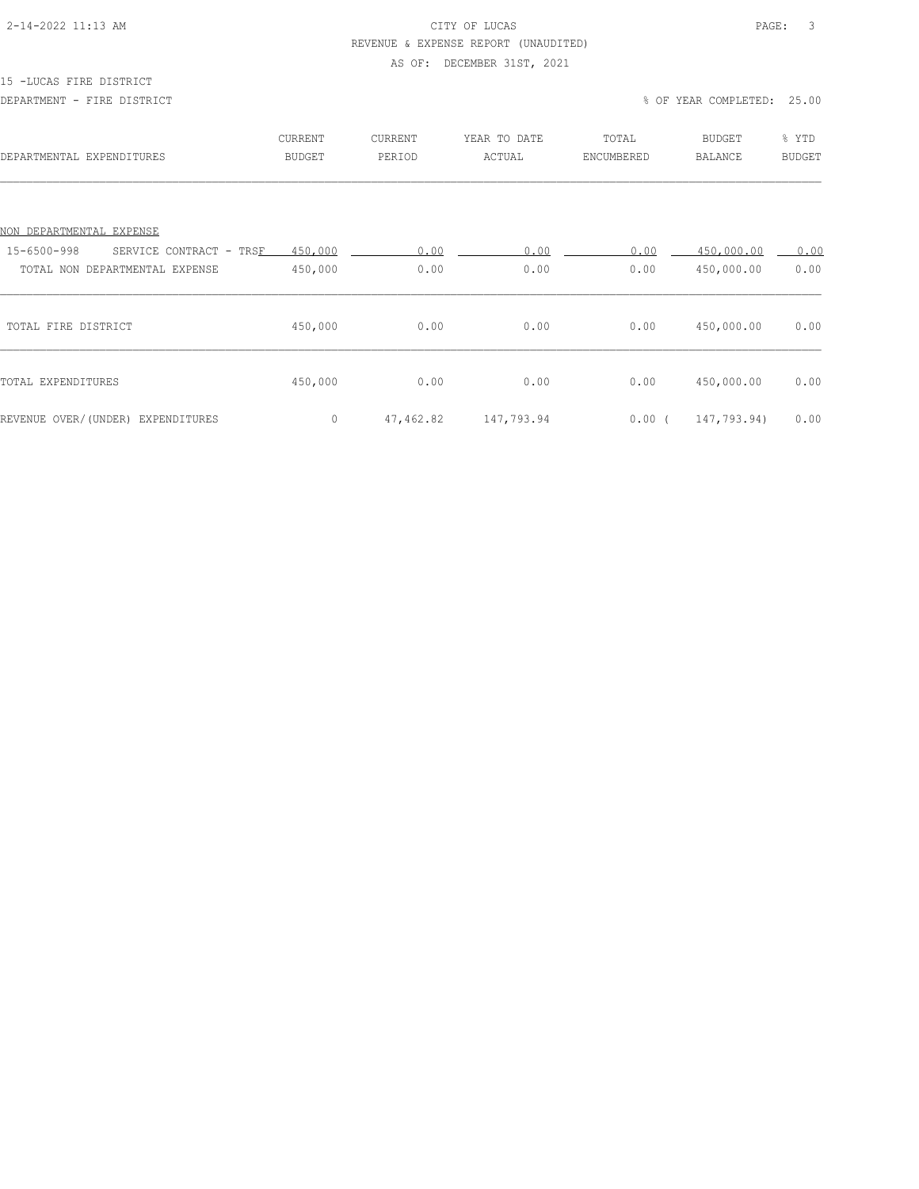CITY OF LUCAS

REVENUE & EXPENSE REPORT (UNAUDITED)

AS OF: DECEMBER 31ST, 2021

15 -LUCAS FIRE DISTRICT

DEPARTMENT - FIRE DISTRICT

% OF YEAR COMPLETED: 25.00

| DEPARTMENTAL EXPENDITURES | CURRENT BUDGET | CURRENT PERIOD | YEAR TO DATE ACTUAL | TOTAL ENCUMBERED | BUDGET BALANCE | % YTD BUDGET |
|---|---|---|---|---|---|---|
| NON DEPARTMENTAL EXPENSE | | | | | | |
| 15-6500-998 SERVICE CONTRACT - TRSF | 450,000 | 0.00 | 0.00 | 0.00 | 450,000.00 | 0.00 |
| TOTAL NON DEPARTMENTAL EXPENSE | 450,000 | 0.00 | 0.00 | 0.00 | 450,000.00 | 0.00 |
| TOTAL FIRE DISTRICT | 450,000 | 0.00 | 0.00 | 0.00 | 450,000.00 | 0.00 |
| TOTAL EXPENDITURES | 450,000 | 0.00 | 0.00 | 0.00 | 450,000.00 | 0.00 |
| REVENUE OVER/(UNDER) EXPENDITURES | 0 | 47,462.82 | 147,793.94 | 0.00 | ( 147,793.94) | 0.00 |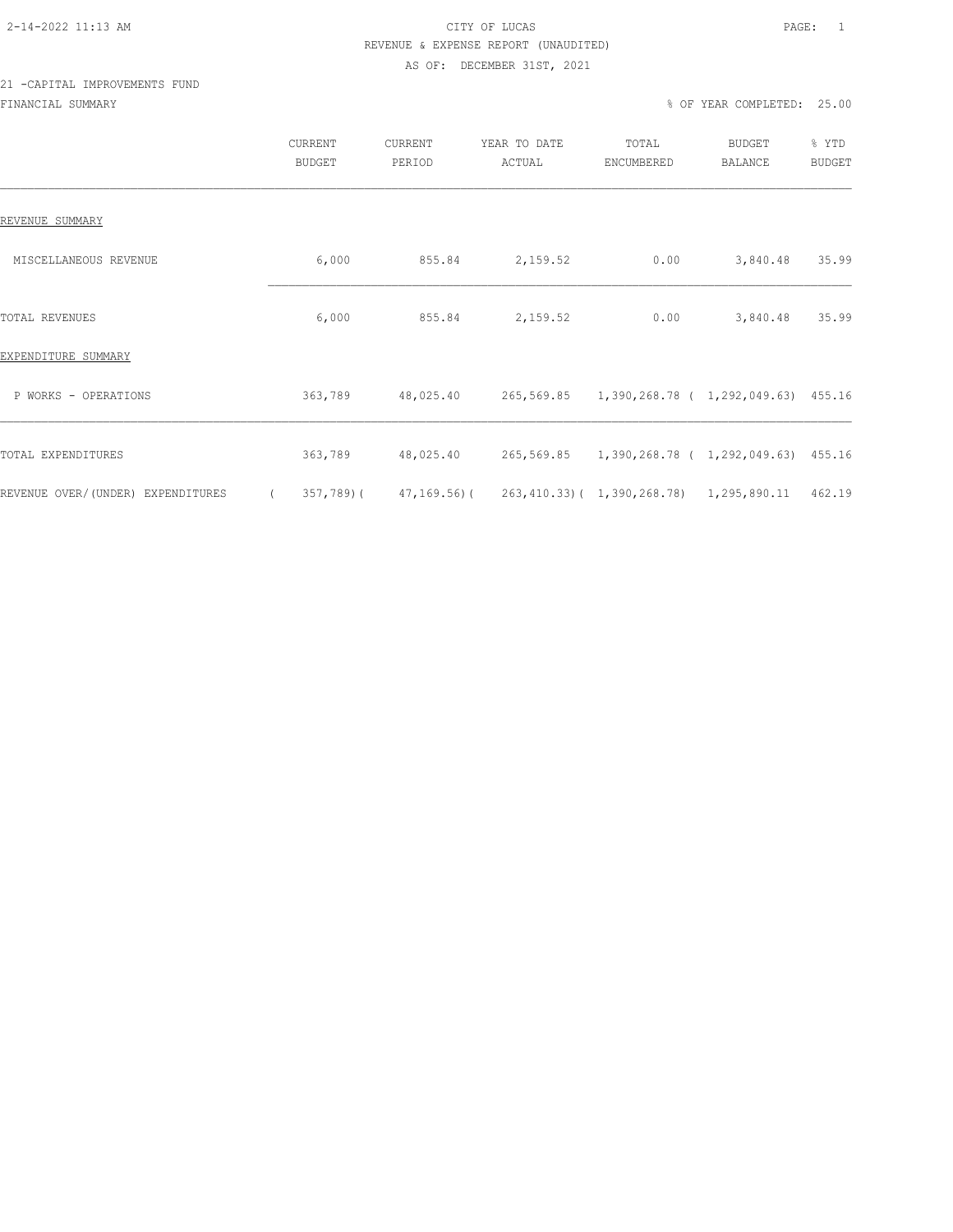CITY OF LUCAS
REVENUE & EXPENSE REPORT (UNAUDITED)
AS OF: DECEMBER 31ST, 2021

21 -CAPITAL IMPROVEMENTS FUND
FINANCIAL SUMMARY

% OF YEAR COMPLETED: 25.00

| | CURRENT BUDGET | CURRENT PERIOD | YEAR TO DATE ACTUAL | TOTAL ENCUMBERED | BUDGET BALANCE | % YTD BUDGET |
|---|---|---|---|---|---|---|
| REVENUE SUMMARY | | | | | | |
| MISCELLANEOUS REVENUE | 6,000 | 855.84 | 2,159.52 | 0.00 | 3,840.48 | 35.99 |
| TOTAL REVENUES | 6,000 | 855.84 | 2,159.52 | 0.00 | 3,840.48 | 35.99 |
| EXPENDITURE SUMMARY | | | | | | |
| P WORKS - OPERATIONS | 363,789 | 48,025.40 | 265,569.85 | 1,390,268.78 | ( 1,292,049.63) | 455.16 |
| TOTAL EXPENDITURES | 363,789 | 48,025.40 | 265,569.85 | 1,390,268.78 | ( 1,292,049.63) | 455.16 |
| REVENUE OVER/(UNDER) EXPENDITURES | ( 357,789) | ( 47,169.56) | ( 263,410.33) | ( 1,390,268.78) | 1,295,890.11 | 462.19 |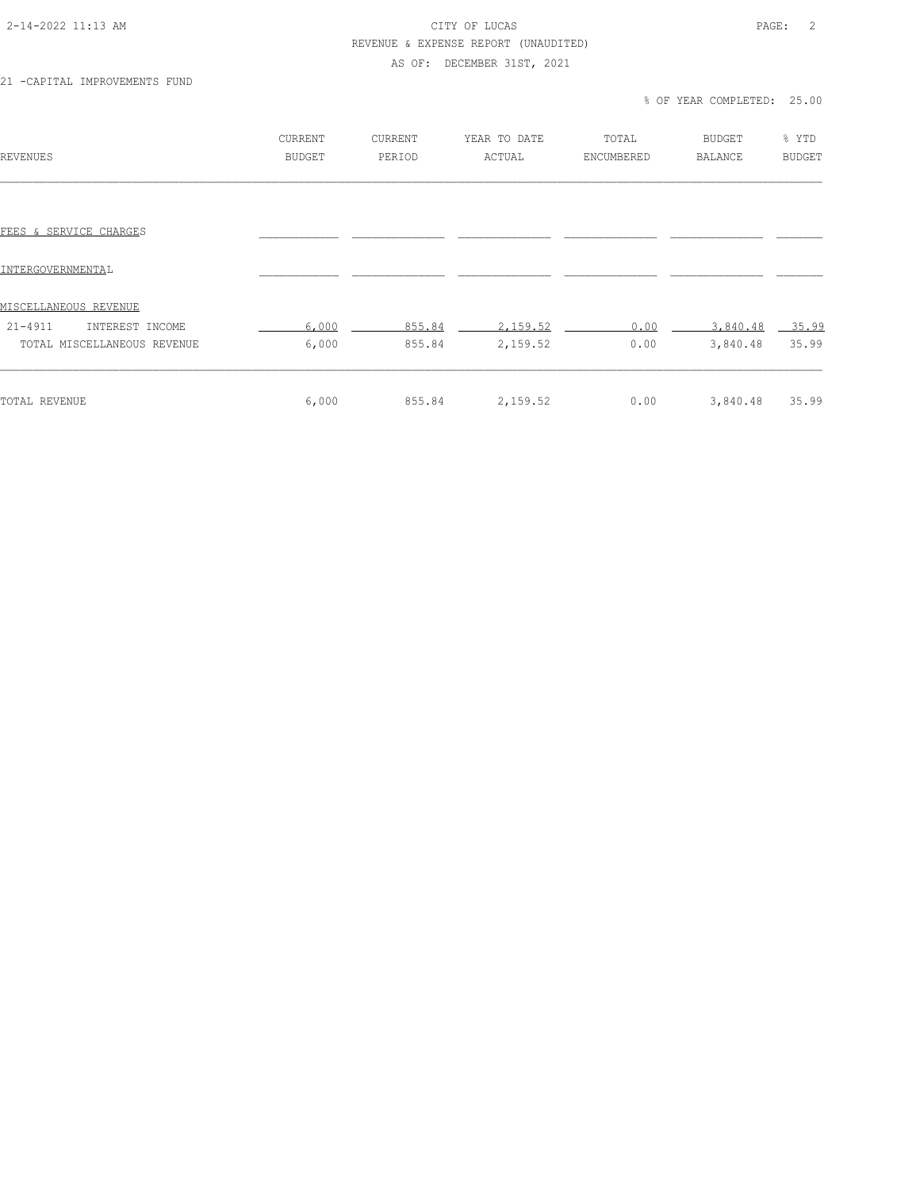CITY OF LUCAS

REVENUE & EXPENSE REPORT (UNAUDITED)

AS OF: DECEMBER 31ST, 2021

21 -CAPITAL IMPROVEMENTS FUND

% OF YEAR COMPLETED: 25.00

| REVENUES | CURRENT BUDGET | CURRENT PERIOD | YEAR TO DATE ACTUAL | TOTAL ENCUMBERED | BUDGET BALANCE | % YTD BUDGET |
|---|---|---|---|---|---|---|
| FEES & SERVICE CHARGES | | | | | | |
| INTERGOVERNMENTAL | | | | | | |
| MISCELLANEOUS REVENUE | | | | | | |
| 21-4911 INTEREST INCOME | 6,000 | 855.84 | 2,159.52 | 0.00 | 3,840.48 | 35.99 |
| TOTAL MISCELLANEOUS REVENUE | 6,000 | 855.84 | 2,159.52 | 0.00 | 3,840.48 | 35.99 |
| TOTAL REVENUE | 6,000 | 855.84 | 2,159.52 | 0.00 | 3,840.48 | 35.99 |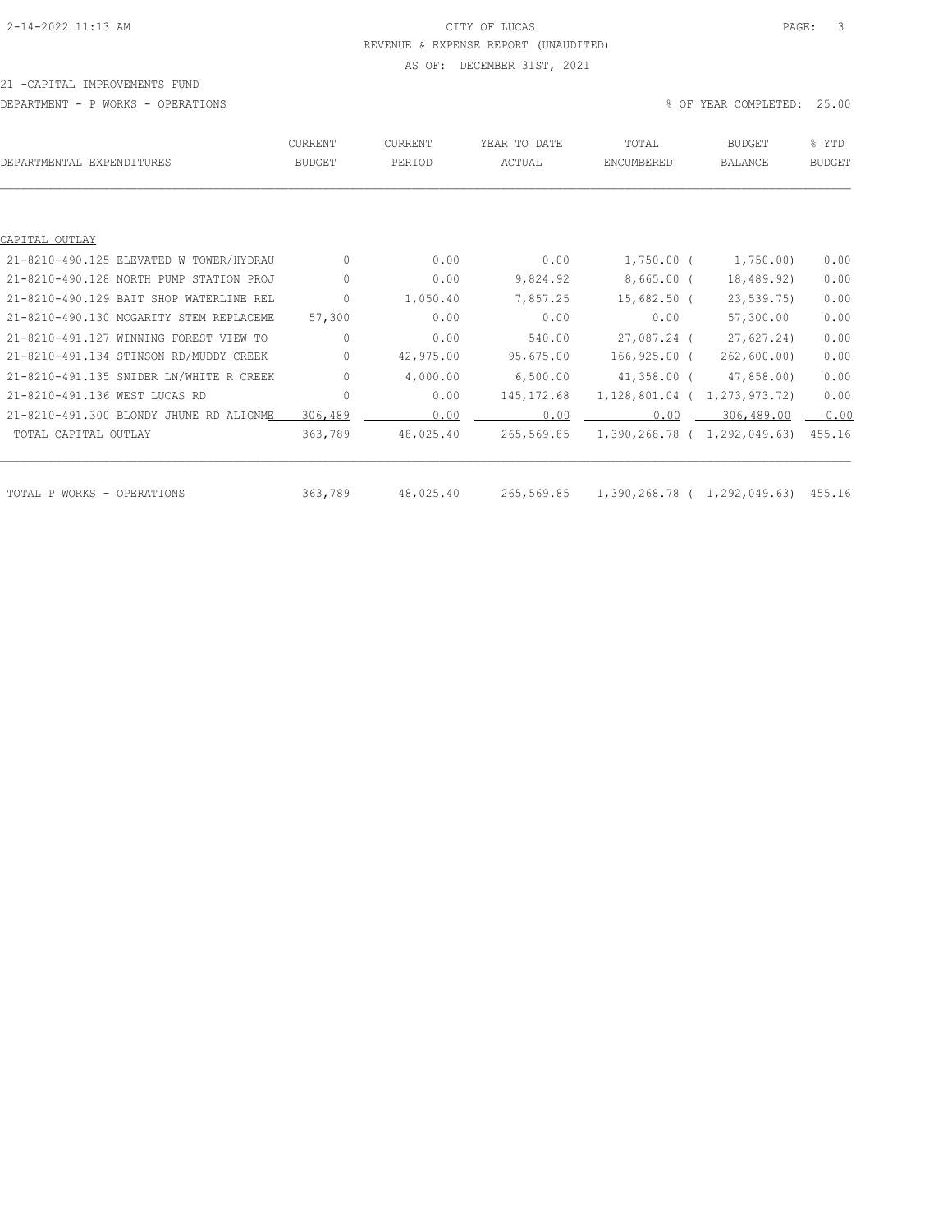CITY OF LUCAS

REVENUE & EXPENSE REPORT (UNAUDITED)

AS OF: DECEMBER 31ST, 2021

21 -CAPITAL IMPROVEMENTS FUND

DEPARTMENT - P WORKS - OPERATIONS

% OF YEAR COMPLETED: 25.00

| DEPARTMENTAL EXPENDITURES | CURRENT BUDGET | CURRENT PERIOD | YEAR TO DATE ACTUAL | TOTAL ENCUMBERED | BUDGET BALANCE | % YTD BUDGET |
|---|---|---|---|---|---|---|
| CAPITAL OUTLAY | | | | | | |
| 21-8210-490.125 ELEVATED W TOWER/HYDRAU | 0 | 0.00 | 0.00 | 1,750.00 | ( 1,750.00) | 0.00 |
| 21-8210-490.128 NORTH PUMP STATION PROJ | 0 | 0.00 | 9,824.92 | 8,665.00 | ( 18,489.92) | 0.00 |
| 21-8210-490.129 BAIT SHOP WATERLINE REL | 0 | 1,050.40 | 7,857.25 | 15,682.50 | ( 23,539.75) | 0.00 |
| 21-8210-490.130 MCGARITY STEM REPLACEME | 57,300 | 0.00 | 0.00 | 0.00 | 57,300.00 | 0.00 |
| 21-8210-491.127 WINNING FOREST VIEW TO | 0 | 0.00 | 540.00 | 27,087.24 | ( 27,627.24) | 0.00 |
| 21-8210-491.134 STINSON RD/MUDDY CREEK | 0 | 42,975.00 | 95,675.00 | 166,925.00 | ( 262,600.00) | 0.00 |
| 21-8210-491.135 SNIDER LN/WHITE R CREEK | 0 | 4,000.00 | 6,500.00 | 41,358.00 | ( 47,858.00) | 0.00 |
| 21-8210-491.136 WEST LUCAS RD | 0 | 0.00 | 145,172.68 | 1,128,801.04 | ( 1,273,973.72) | 0.00 |
| 21-8210-491.300 BLONDY JHUNE RD ALIGNME | 306,489 | 0.00 | 0.00 | 0.00 | 306,489.00 | 0.00 |
| TOTAL CAPITAL OUTLAY | 363,789 | 48,025.40 | 265,569.85 | 1,390,268.78 | ( 1,292,049.63) | 455.16 |
| TOTAL P WORKS - OPERATIONS | 363,789 | 48,025.40 | 265,569.85 | 1,390,268.78 | ( 1,292,049.63) | 455.16 |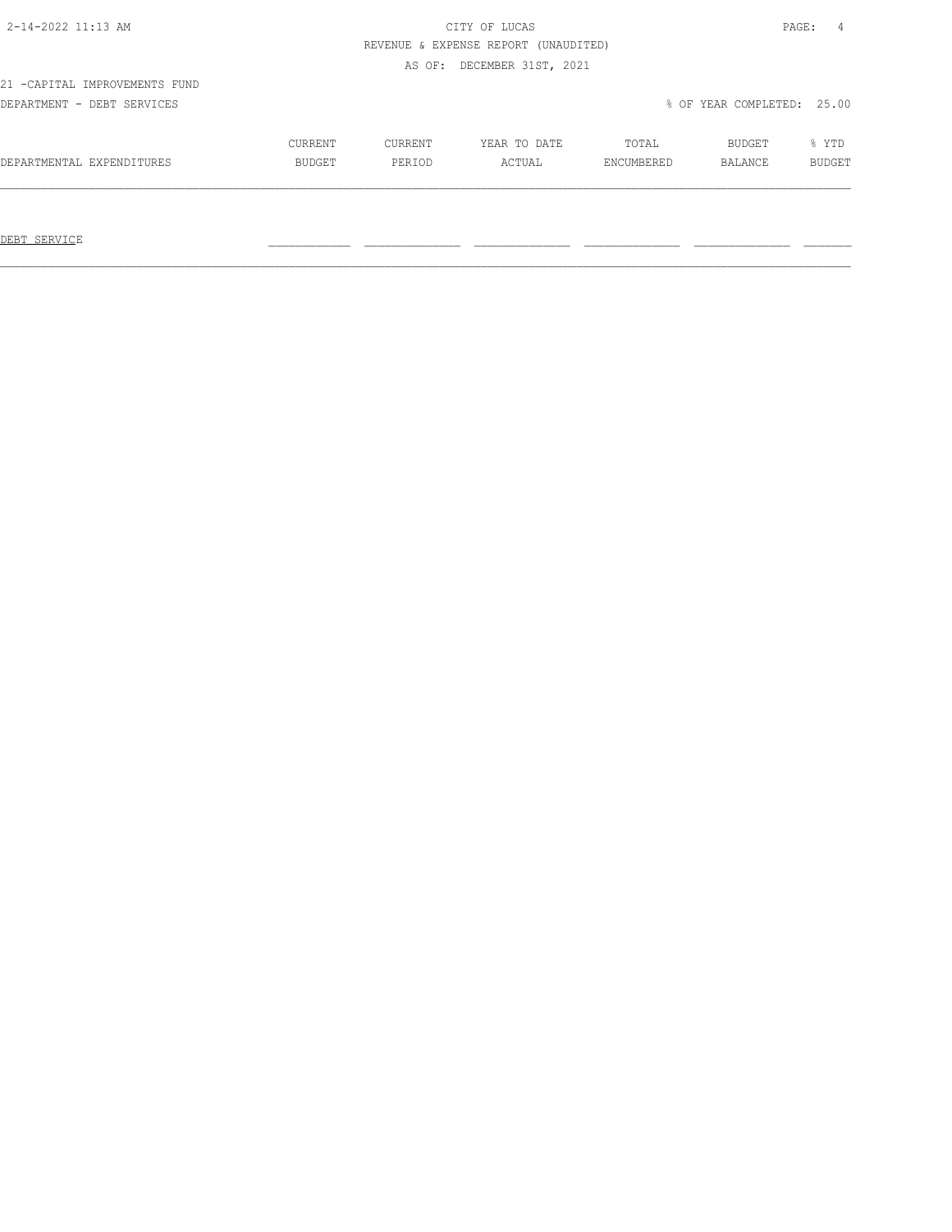CITY OF LUCAS

REVENUE & EXPENSE REPORT (UNAUDITED)

AS OF: DECEMBER 31ST, 2021

21 -CAPITAL IMPROVEMENTS FUND

DEPARTMENT - DEBT SERVICES

% OF YEAR COMPLETED: 25.00

| DEPARTMENTAL EXPENDITURES | CURRENT BUDGET | CURRENT PERIOD | YEAR TO DATE ACTUAL | TOTAL ENCUMBERED | BUDGET BALANCE | % YTD BUDGET |
|---|---|---|---|---|---|---|
| DEBT SERVICE | | | | | | |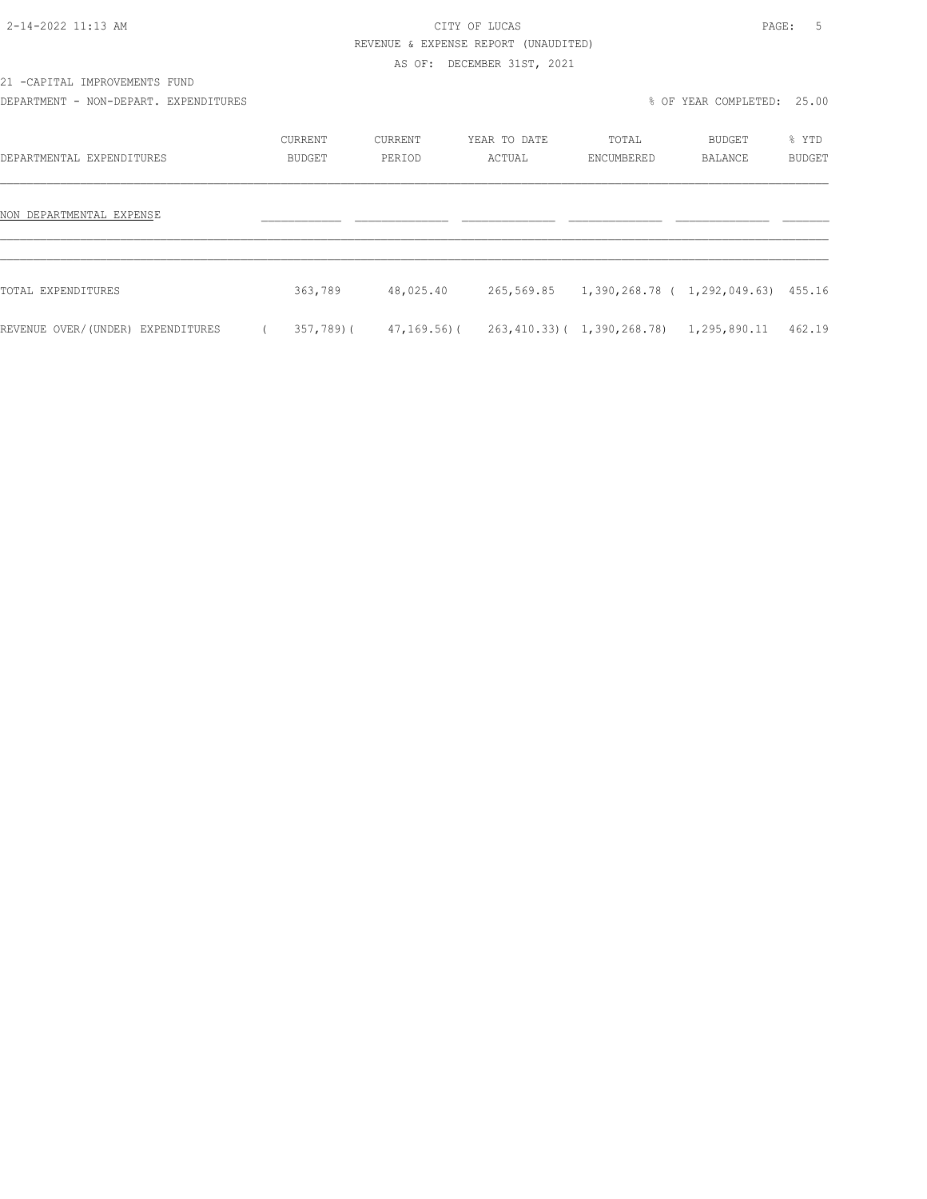21 -CAPITAL IMPROVEMENTS FUND

DEPARTMENT - NON-DEPART. EXPENDITURES

% OF YEAR COMPLETED: 25.00

| DEPARTMENTAL EXPENDITURES | CURRENT BUDGET | CURRENT PERIOD | YEAR TO DATE ACTUAL | TOTAL ENCUMBERED | BUDGET BALANCE | % YTD BUDGET |
|---|---|---|---|---|---|---|
| NON DEPARTMENTAL EXPENSE | | | | | | |
| TOTAL EXPENDITURES | 363,789 | 48,025.40 | 265,569.85 | 1,390,268.78 | ( 1,292,049.63) | 455.16 |
| REVENUE OVER/(UNDER) EXPENDITURES | ( 357,789) | ( 47,169.56) | ( 263,410.33) | ( 1,390,268.78) | 1,295,890.11 | 462.19 |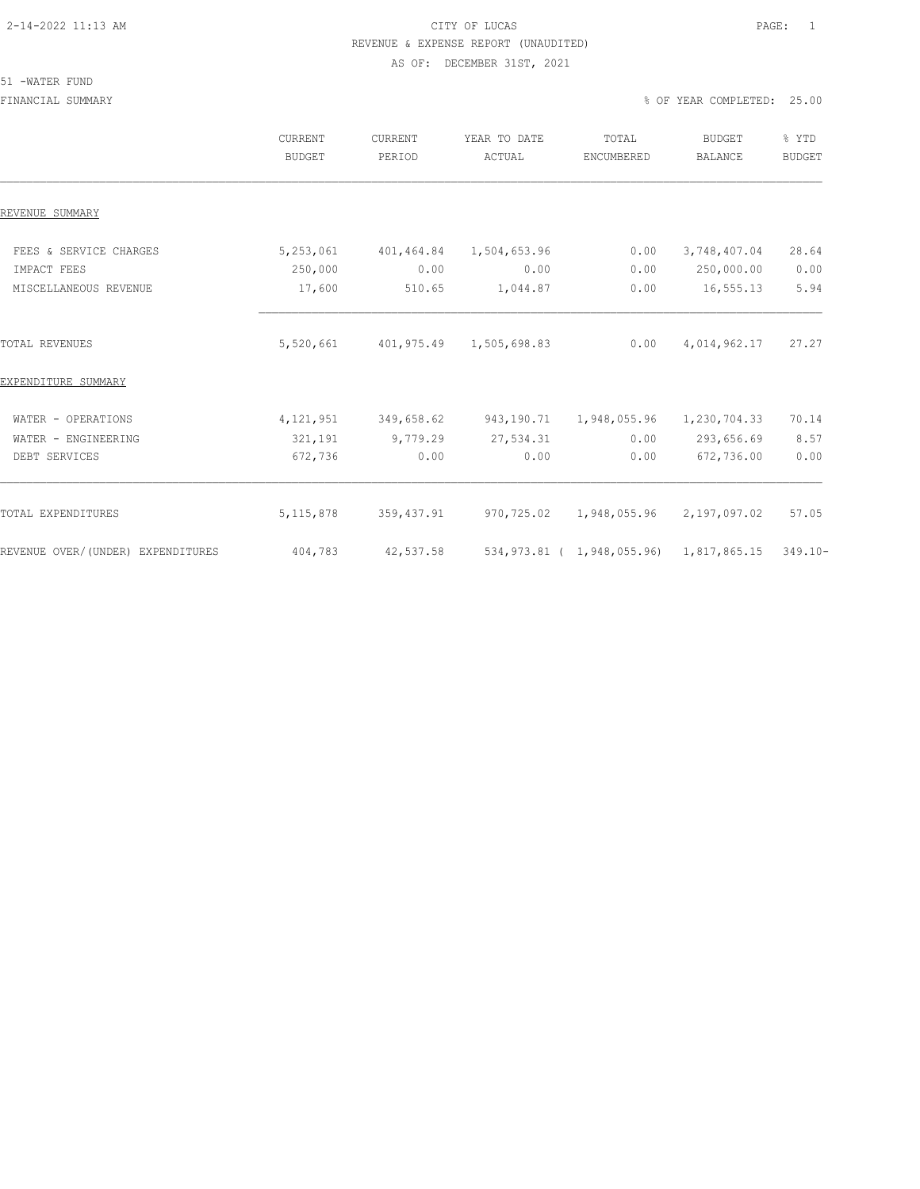CITY OF LUCAS

REVENUE & EXPENSE REPORT (UNAUDITED)

AS OF: DECEMBER 31ST, 2021

51 -WATER FUND

FINANCIAL SUMMARY % OF YEAR COMPLETED: 25.00

| | CURRENT BUDGET | CURRENT PERIOD | YEAR TO DATE ACTUAL | TOTAL ENCUMBERED | BUDGET BALANCE | % YTD BUDGET |
|---|---|---|---|---|---|---|
| REVENUE SUMMARY | | | | | | |
| FEES & SERVICE CHARGES | 5,253,061 | 401,464.84 | 1,504,653.96 | 0.00 | 3,748,407.04 | 28.64 |
| IMPACT FEES | 250,000 | 0.00 | 0.00 | 0.00 | 250,000.00 | 0.00 |
| MISCELLANEOUS REVENUE | 17,600 | 510.65 | 1,044.87 | 0.00 | 16,555.13 | 5.94 |
| TOTAL REVENUES | 5,520,661 | 401,975.49 | 1,505,698.83 | 0.00 | 4,014,962.17 | 27.27 |
| EXPENDITURE SUMMARY | | | | | | |
| WATER - OPERATIONS | 4,121,951 | 349,658.62 | 943,190.71 | 1,948,055.96 | 1,230,704.33 | 70.14 |
| WATER - ENGINEERING | 321,191 | 9,779.29 | 27,534.31 | 0.00 | 293,656.69 | 8.57 |
| DEBT SERVICES | 672,736 | 0.00 | 0.00 | 0.00 | 672,736.00 | 0.00 |
| TOTAL EXPENDITURES | 5,115,878 | 359,437.91 | 970,725.02 | 1,948,055.96 | 2,197,097.02 | 57.05 |
| REVENUE OVER/(UNDER) EXPENDITURES | 404,783 | 42,537.58 | 534,973.81 | ( 1,948,055.96) | 1,817,865.15 | 349.10- |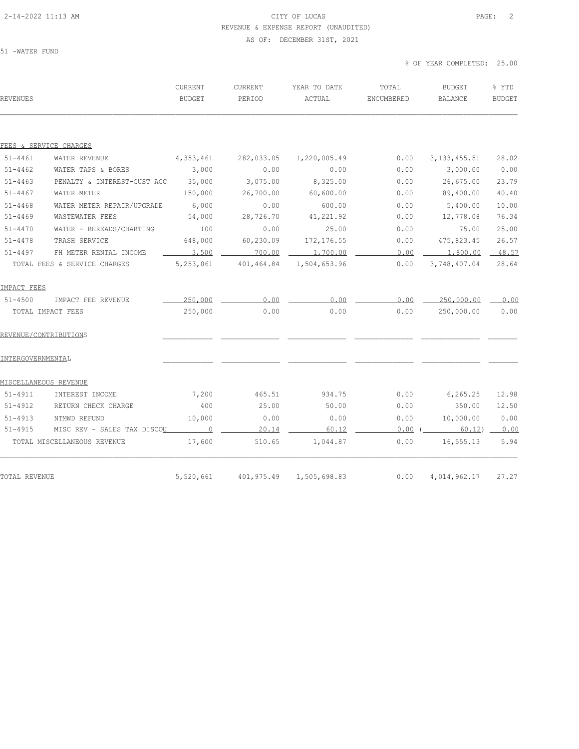# CITY OF LUCAS

REVENUE & EXPENSE REPORT (UNAUDITED)

AS OF: DECEMBER 31ST, 2021

51 -WATER FUND

% OF YEAR COMPLETED: 25.00

| REVENUES | | CURRENT BUDGET | CURRENT PERIOD | YEAR TO DATE ACTUAL | TOTAL ENCUMBERED | BUDGET BALANCE | % YTD BUDGET |
|---|---|---|---|---|---|---|---|
| **FEES & SERVICE CHARGES** | | | | | | | |
| 51-4461 | WATER REVENUE | 4,353,461 | 282,033.05 | 1,220,005.49 | 0.00 | 3,133,455.51 | 28.02 |
| 51-4462 | WATER TAPS & BORES | 3,000 | 0.00 | 0.00 | 0.00 | 3,000.00 | 0.00 |
| 51-4463 | PENALTY & INTEREST-CUST ACC | 35,000 | 3,075.00 | 8,325.00 | 0.00 | 26,675.00 | 23.79 |
| 51-4467 | WATER METER | 150,000 | 26,700.00 | 60,600.00 | 0.00 | 89,400.00 | 40.40 |
| 51-4468 | WATER METER REPAIR/UPGRADE | 6,000 | 0.00 | 600.00 | 0.00 | 5,400.00 | 10.00 |
| 51-4469 | WASTEWATER FEES | 54,000 | 28,726.70 | 41,221.92 | 0.00 | 12,778.08 | 76.34 |
| 51-4470 | WATER - REREADS/CHARTING | 100 | 0.00 | 25.00 | 0.00 | 75.00 | 25.00 |
| 51-4478 | TRASH SERVICE | 648,000 | 60,230.09 | 172,176.55 | 0.00 | 475,823.45 | 26.57 |
| 51-4497 | FH METER RENTAL INCOME | 3,500 | 700.00 | 1,700.00 | 0.00 | 1,800.00 | 48.57 |
| | TOTAL FEES & SERVICE CHARGES | 5,253,061 | 401,464.84 | 1,504,653.96 | 0.00 | 3,748,407.04 | 28.64 |
| **IMPACT FEES** | | | | | | | |
| 51-4500 | IMPACT FEE REVENUE | 250,000 | 0.00 | 0.00 | 0.00 | 250,000.00 | 0.00 |
| | TOTAL IMPACT FEES | 250,000 | 0.00 | 0.00 | 0.00 | 250,000.00 | 0.00 |
| **REVENUE/CONTRIBUTIONS** | | | | | | | |
| **INTERGOVERNMENTAL** | | | | | | | |
| **MISCELLANEOUS REVENUE** | | | | | | | |
| 51-4911 | INTEREST INCOME | 7,200 | 465.51 | 934.75 | 0.00 | 6,265.25 | 12.98 |
| 51-4912 | RETURN CHECK CHARGE | 400 | 25.00 | 50.00 | 0.00 | 350.00 | 12.50 |
| 51-4913 | NTMWD REFUND | 10,000 | 0.00 | 0.00 | 0.00 | 10,000.00 | 0.00 |
| 51-4915 | MISC REV - SALES TAX DISCOU | 0 | 20.14 | 60.12 | 0.00 | (60.12) | 0.00 |
| | TOTAL MISCELLANEOUS REVENUE | 17,600 | 510.65 | 1,044.87 | 0.00 | 16,555.13 | 5.94 |
| TOTAL REVENUE | | 5,520,661 | 401,975.49 | 1,505,698.83 | 0.00 | 4,014,962.17 | 27.27 |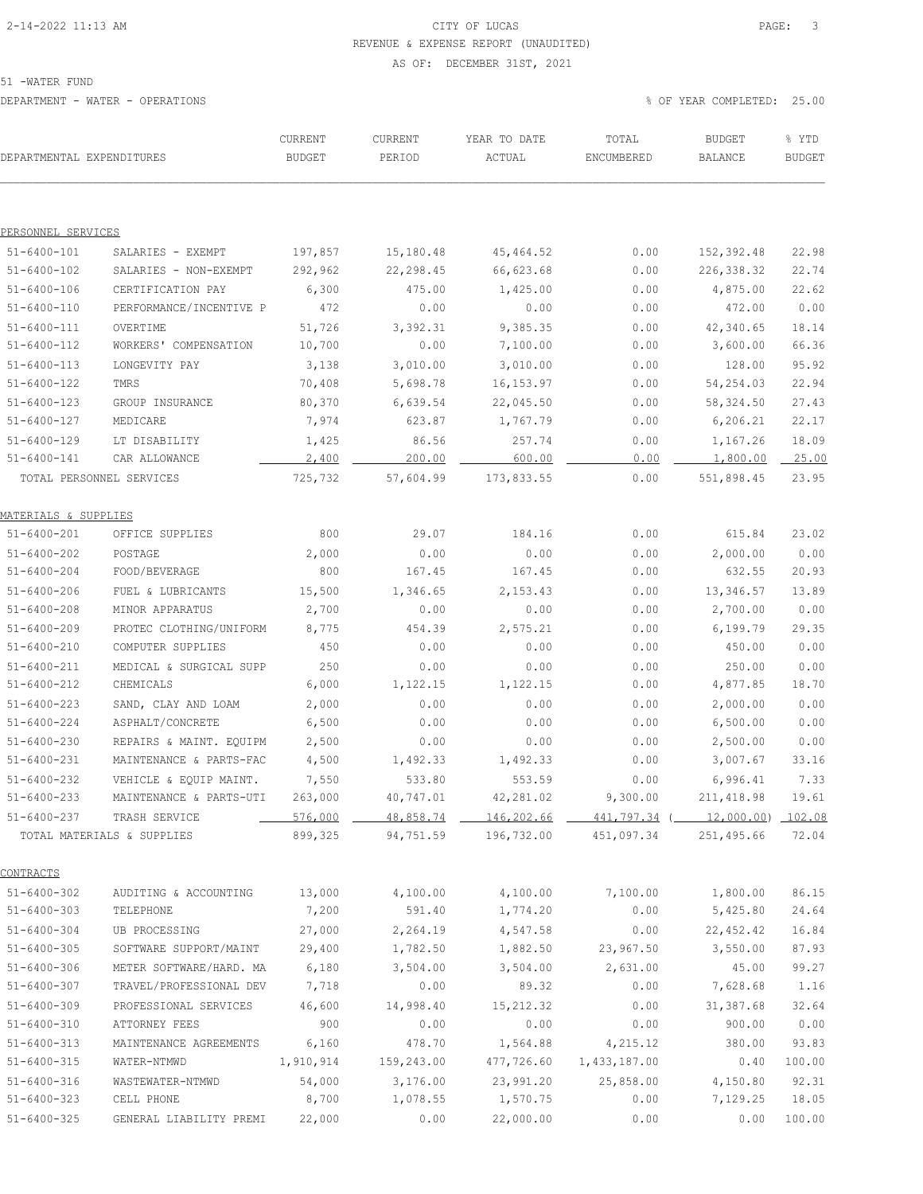CITY OF LUCAS

REVENUE & EXPENSE REPORT (UNAUDITED)

AS OF: DECEMBER 31ST, 2021

51 -WATER FUND

DEPARTMENT - WATER - OPERATIONS

% OF YEAR COMPLETED: 25.00

| DEPARTMENTAL EXPENDITURES | | CURRENT BUDGET | CURRENT PERIOD | YEAR TO DATE ACTUAL | TOTAL ENCUMBERED | BUDGET BALANCE | % YTD BUDGET |
|---|---|---|---|---|---|---|---|
| PERSONNEL SERVICES | | | | | | | |
| 51-6400-101 | SALARIES - EXEMPT | 197,857 | 15,180.48 | 45,464.52 | 0.00 | 152,392.48 | 22.98 |
| 51-6400-102 | SALARIES - NON-EXEMPT | 292,962 | 22,298.45 | 66,623.68 | 0.00 | 226,338.32 | 22.74 |
| 51-6400-106 | CERTIFICATION PAY | 6,300 | 475.00 | 1,425.00 | 0.00 | 4,875.00 | 22.62 |
| 51-6400-110 | PERFORMANCE/INCENTIVE P | 472 | 0.00 | 0.00 | 0.00 | 472.00 | 0.00 |
| 51-6400-111 | OVERTIME | 51,726 | 3,392.31 | 9,385.35 | 0.00 | 42,340.65 | 18.14 |
| 51-6400-112 | WORKERS' COMPENSATION | 10,700 | 0.00 | 7,100.00 | 0.00 | 3,600.00 | 66.36 |
| 51-6400-113 | LONGEVITY PAY | 3,138 | 3,010.00 | 3,010.00 | 0.00 | 128.00 | 95.92 |
| 51-6400-122 | TMRS | 70,408 | 5,698.78 | 16,153.97 | 0.00 | 54,254.03 | 22.94 |
| 51-6400-123 | GROUP INSURANCE | 80,370 | 6,639.54 | 22,045.50 | 0.00 | 58,324.50 | 27.43 |
| 51-6400-127 | MEDICARE | 7,974 | 623.87 | 1,767.79 | 0.00 | 6,206.21 | 22.17 |
| 51-6400-129 | LT DISABILITY | 1,425 | 86.56 | 257.74 | 0.00 | 1,167.26 | 18.09 |
| 51-6400-141 | CAR ALLOWANCE | 2,400 | 200.00 | 600.00 | 0.00 | 1,800.00 | 25.00 |
| TOTAL PERSONNEL SERVICES | | 725,732 | 57,604.99 | 173,833.55 | 0.00 | 551,898.45 | 23.95 |
| MATERIALS & SUPPLIES | | | | | | | |
| 51-6400-201 | OFFICE SUPPLIES | 800 | 29.07 | 184.16 | 0.00 | 615.84 | 23.02 |
| 51-6400-202 | POSTAGE | 2,000 | 0.00 | 0.00 | 0.00 | 2,000.00 | 0.00 |
| 51-6400-204 | FOOD/BEVERAGE | 800 | 167.45 | 167.45 | 0.00 | 632.55 | 20.93 |
| 51-6400-206 | FUEL & LUBRICANTS | 15,500 | 1,346.65 | 2,153.43 | 0.00 | 13,346.57 | 13.89 |
| 51-6400-208 | MINOR APPARATUS | 2,700 | 0.00 | 0.00 | 0.00 | 2,700.00 | 0.00 |
| 51-6400-209 | PROTEC CLOTHING/UNIFORM | 8,775 | 454.39 | 2,575.21 | 0.00 | 6,199.79 | 29.35 |
| 51-6400-210 | COMPUTER SUPPLIES | 450 | 0.00 | 0.00 | 0.00 | 450.00 | 0.00 |
| 51-6400-211 | MEDICAL & SURGICAL SUPP | 250 | 0.00 | 0.00 | 0.00 | 250.00 | 0.00 |
| 51-6400-212 | CHEMICALS | 6,000 | 1,122.15 | 1,122.15 | 0.00 | 4,877.85 | 18.70 |
| 51-6400-223 | SAND, CLAY AND LOAM | 2,000 | 0.00 | 0.00 | 0.00 | 2,000.00 | 0.00 |
| 51-6400-224 | ASPHALT/CONCRETE | 6,500 | 0.00 | 0.00 | 0.00 | 6,500.00 | 0.00 |
| 51-6400-230 | REPAIRS & MAINT. EQUIPM | 2,500 | 0.00 | 0.00 | 0.00 | 2,500.00 | 0.00 |
| 51-6400-231 | MAINTENANCE & PARTS-FAC | 4,500 | 1,492.33 | 1,492.33 | 0.00 | 3,007.67 | 33.16 |
| 51-6400-232 | VEHICLE & EQUIP MAINT. | 7,550 | 533.80 | 553.59 | 0.00 | 6,996.41 | 7.33 |
| 51-6400-233 | MAINTENANCE & PARTS-UTI | 263,000 | 40,747.01 | 42,281.02 | 9,300.00 | 211,418.98 | 19.61 |
| 51-6400-237 | TRASH SERVICE | 576,000 | 48,858.74 | 146,202.66 | 441,797.34 | ( 12,000.00) | 102.08 |
| TOTAL MATERIALS & SUPPLIES | | 899,325 | 94,751.59 | 196,732.00 | 451,097.34 | 251,495.66 | 72.04 |
| CONTRACTS | | | | | | | |
| 51-6400-302 | AUDITING & ACCOUNTING | 13,000 | 4,100.00 | 4,100.00 | 7,100.00 | 1,800.00 | 86.15 |
| 51-6400-303 | TELEPHONE | 7,200 | 591.40 | 1,774.20 | 0.00 | 5,425.80 | 24.64 |
| 51-6400-304 | UB PROCESSING | 27,000 | 2,264.19 | 4,547.58 | 0.00 | 22,452.42 | 16.84 |
| 51-6400-305 | SOFTWARE SUPPORT/MAINT | 29,400 | 1,782.50 | 1,882.50 | 23,967.50 | 3,550.00 | 87.93 |
| 51-6400-306 | METER SOFTWARE/HARD. MA | 6,180 | 3,504.00 | 3,504.00 | 2,631.00 | 45.00 | 99.27 |
| 51-6400-307 | TRAVEL/PROFESSIONAL DEV | 7,718 | 0.00 | 89.32 | 0.00 | 7,628.68 | 1.16 |
| 51-6400-309 | PROFESSIONAL SERVICES | 46,600 | 14,998.40 | 15,212.32 | 0.00 | 31,387.68 | 32.64 |
| 51-6400-310 | ATTORNEY FEES | 900 | 0.00 | 0.00 | 0.00 | 900.00 | 0.00 |
| 51-6400-313 | MAINTENANCE AGREEMENTS | 6,160 | 478.70 | 1,564.88 | 4,215.12 | 380.00 | 93.83 |
| 51-6400-315 | WATER-NTMWD | 1,910,914 | 159,243.00 | 477,726.60 | 1,433,187.00 | 0.40 | 100.00 |
| 51-6400-316 | WASTEWATER-NTMWD | 54,000 | 3,176.00 | 23,991.20 | 25,858.00 | 4,150.80 | 92.31 |
| 51-6400-323 | CELL PHONE | 8,700 | 1,078.55 | 1,570.75 | 0.00 | 7,129.25 | 18.05 |
| 51-6400-325 | GENERAL LIABILITY PREMI | 22,000 | 0.00 | 22,000.00 | 0.00 | 0.00 | 100.00 |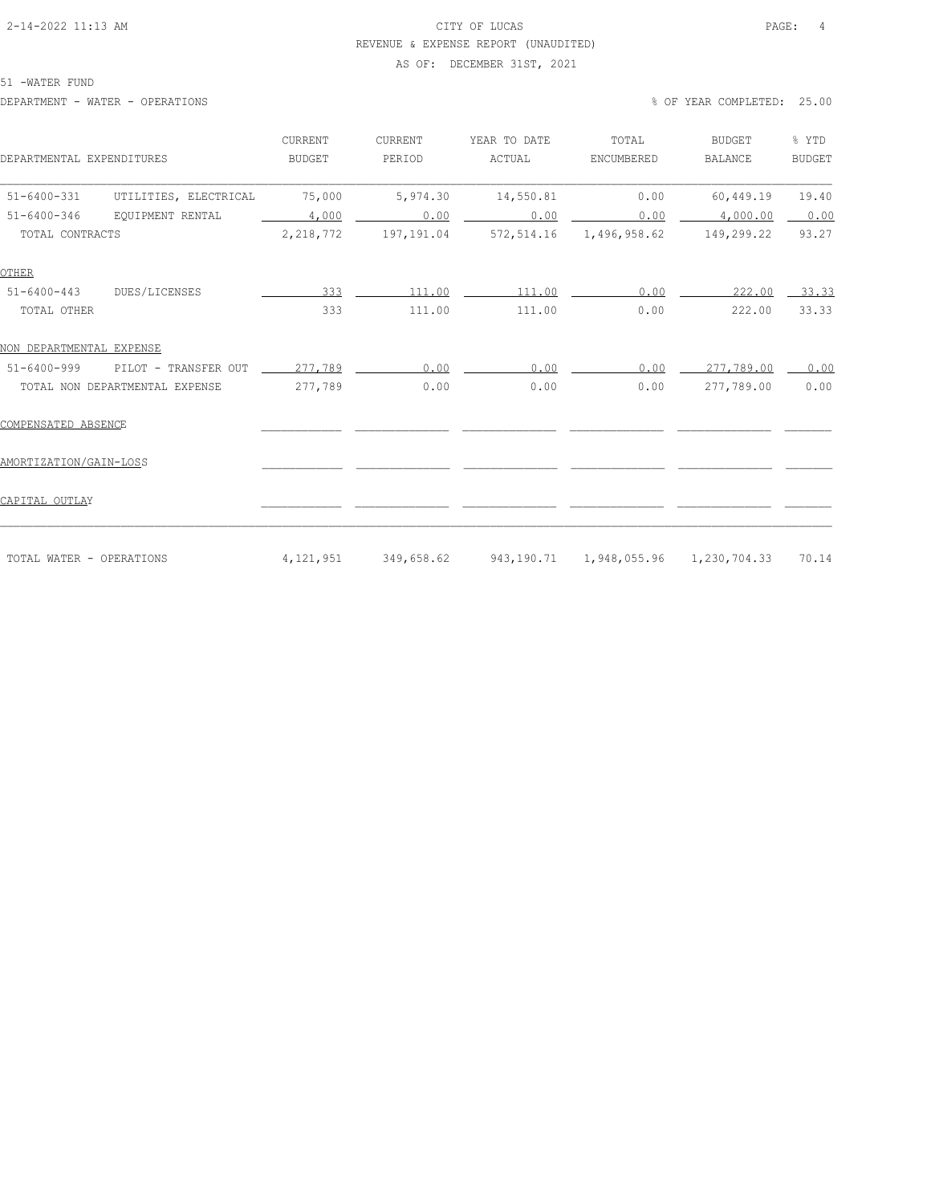# CITY OF LUCAS

REVENUE & EXPENSE REPORT (UNAUDITED)

AS OF: DECEMBER 31ST, 2021

51 -WATER FUND

DEPARTMENT - WATER - OPERATIONS

% OF YEAR COMPLETED: 25.00

| DEPARTMENTAL EXPENDITURES | | CURRENT BUDGET | CURRENT PERIOD | YEAR TO DATE ACTUAL | TOTAL ENCUMBERED | BUDGET BALANCE | % YTD BUDGET |
|---|---|---|---|---|---|---|---|
| 51-6400-331 | UTILITIES, ELECTRICAL | 75,000 | 5,974.30 | 14,550.81 | 0.00 | 60,449.19 | 19.40 |
| 51-6400-346 | EQUIPMENT RENTAL | 4,000 | 0.00 | 0.00 | 0.00 | 4,000.00 | 0.00 |
| TOTAL CONTRACTS | | 2,218,772 | 197,191.04 | 572,514.16 | 1,496,958.62 | 149,299.22 | 93.27 |
| **OTHER** | | | | | | | |
| 51-6400-443 | DUES/LICENSES | 333 | 111.00 | 111.00 | 0.00 | 222.00 | 33.33 |
| TOTAL OTHER | | 333 | 111.00 | 111.00 | 0.00 | 222.00 | 33.33 |
| **NON DEPARTMENTAL EXPENSE** | | | | | | | |
| 51-6400-999 | PILOT - TRANSFER OUT | 277,789 | 0.00 | 0.00 | 0.00 | 277,789.00 | 0.00 |
| TOTAL NON DEPARTMENTAL EXPENSE | | 277,789 | 0.00 | 0.00 | 0.00 | 277,789.00 | 0.00 |
| **COMPENSATED ABSENCE** | | | | | | | |
| **AMORTIZATION/GAIN-LOSS** | | | | | | | |
| **CAPITAL OUTLAY** | | | | | | | |
| TOTAL WATER - OPERATIONS | | 4,121,951 | 349,658.62 | 943,190.71 | 1,948,055.96 | 1,230,704.33 | 70.14 |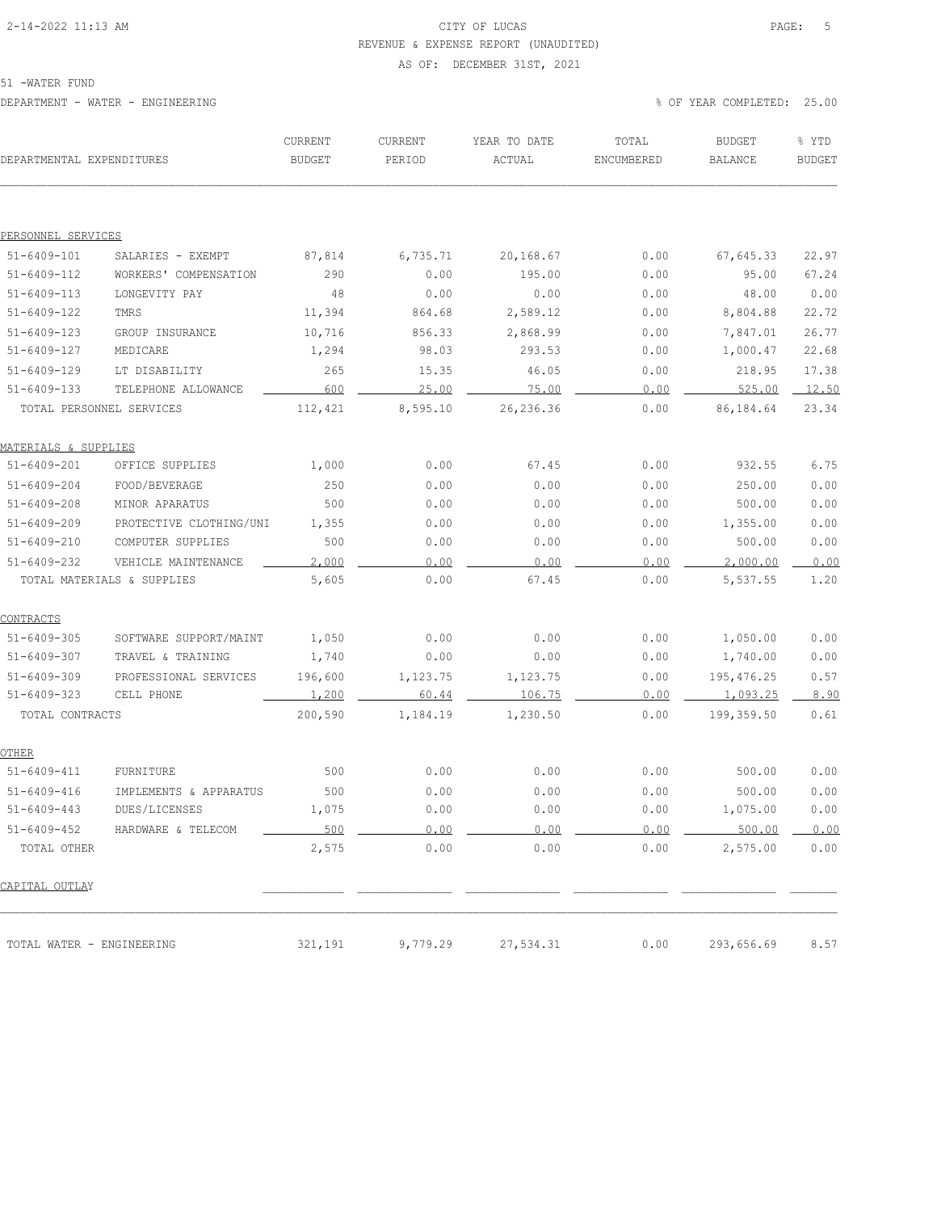CITY OF LUCAS
REVENUE & EXPENSE REPORT (UNAUDITED)
AS OF: DECEMBER 31ST, 2021

51 -WATER FUND

DEPARTMENT - WATER - ENGINEERING

% OF YEAR COMPLETED: 25.00

| DEPARTMENTAL EXPENDITURES | | CURRENT BUDGET | CURRENT PERIOD | YEAR TO DATE ACTUAL | TOTAL ENCUMBERED | BUDGET BALANCE | % YTD BUDGET |
|---|---|---|---|---|---|---|---|
| PERSONNEL SERVICES | | | | | | | |
| 51-6409-101 | SALARIES - EXEMPT | 87,814 | 6,735.71 | 20,168.67 | 0.00 | 67,645.33 | 22.97 |
| 51-6409-112 | WORKERS' COMPENSATION | 290 | 0.00 | 195.00 | 0.00 | 95.00 | 67.24 |
| 51-6409-113 | LONGEVITY PAY | 48 | 0.00 | 0.00 | 0.00 | 48.00 | 0.00 |
| 51-6409-122 | TMRS | 11,394 | 864.68 | 2,589.12 | 0.00 | 8,804.88 | 22.72 |
| 51-6409-123 | GROUP INSURANCE | 10,716 | 856.33 | 2,868.99 | 0.00 | 7,847.01 | 26.77 |
| 51-6409-127 | MEDICARE | 1,294 | 98.03 | 293.53 | 0.00 | 1,000.47 | 22.68 |
| 51-6409-129 | LT DISABILITY | 265 | 15.35 | 46.05 | 0.00 | 218.95 | 17.38 |
| 51-6409-133 | TELEPHONE ALLOWANCE | 600 | 25.00 | 75.00 | 0.00 | 525.00 | 12.50 |
| TOTAL PERSONNEL SERVICES | | 112,421 | 8,595.10 | 26,236.36 | 0.00 | 86,184.64 | 23.34 |
| MATERIALS & SUPPLIES | | | | | | | |
| 51-6409-201 | OFFICE SUPPLIES | 1,000 | 0.00 | 67.45 | 0.00 | 932.55 | 6.75 |
| 51-6409-204 | FOOD/BEVERAGE | 250 | 0.00 | 0.00 | 0.00 | 250.00 | 0.00 |
| 51-6409-208 | MINOR APARATUS | 500 | 0.00 | 0.00 | 0.00 | 500.00 | 0.00 |
| 51-6409-209 | PROTECTIVE CLOTHING/UNI | 1,355 | 0.00 | 0.00 | 0.00 | 1,355.00 | 0.00 |
| 51-6409-210 | COMPUTER SUPPLIES | 500 | 0.00 | 0.00 | 0.00 | 500.00 | 0.00 |
| 51-6409-232 | VEHICLE MAINTENANCE | 2,000 | 0.00 | 0.00 | 0.00 | 2,000.00 | 0.00 |
| TOTAL MATERIALS & SUPPLIES | | 5,605 | 0.00 | 67.45 | 0.00 | 5,537.55 | 1.20 |
| CONTRACTS | | | | | | | |
| 51-6409-305 | SOFTWARE SUPPORT/MAINT | 1,050 | 0.00 | 0.00 | 0.00 | 1,050.00 | 0.00 |
| 51-6409-307 | TRAVEL & TRAINING | 1,740 | 0.00 | 0.00 | 0.00 | 1,740.00 | 0.00 |
| 51-6409-309 | PROFESSIONAL SERVICES | 196,600 | 1,123.75 | 1,123.75 | 0.00 | 195,476.25 | 0.57 |
| 51-6409-323 | CELL PHONE | 1,200 | 60.44 | 106.75 | 0.00 | 1,093.25 | 8.90 |
| TOTAL CONTRACTS | | 200,590 | 1,184.19 | 1,230.50 | 0.00 | 199,359.50 | 0.61 |
| OTHER | | | | | | | |
| 51-6409-411 | FURNITURE | 500 | 0.00 | 0.00 | 0.00 | 500.00 | 0.00 |
| 51-6409-416 | IMPLEMENTS & APPARATUS | 500 | 0.00 | 0.00 | 0.00 | 500.00 | 0.00 |
| 51-6409-443 | DUES/LICENSES | 1,075 | 0.00 | 0.00 | 0.00 | 1,075.00 | 0.00 |
| 51-6409-452 | HARDWARE & TELECOM | 500 | 0.00 | 0.00 | 0.00 | 500.00 | 0.00 |
| TOTAL OTHER | | 2,575 | 0.00 | 0.00 | 0.00 | 2,575.00 | 0.00 |
| CAPITAL OUTLAY | | | | | | | |
| TOTAL WATER - ENGINEERING | | 321,191 | 9,779.29 | 27,534.31 | 0.00 | 293,656.69 | 8.57 |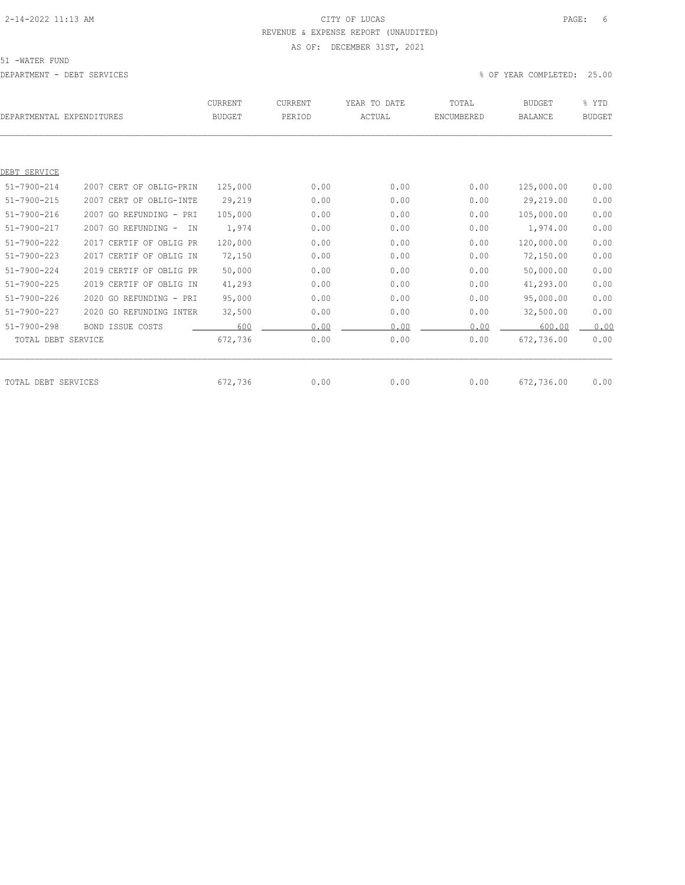CITY OF LUCAS

REVENUE & EXPENSE REPORT (UNAUDITED)

AS OF: DECEMBER 31ST, 2021

51 -WATER FUND

DEPARTMENT - DEBT SERVICES

% OF YEAR COMPLETED: 25.00

| DEPARTMENTAL EXPENDITURES | | CURRENT BUDGET | CURRENT PERIOD | YEAR TO DATE ACTUAL | TOTAL ENCUMBERED | BUDGET BALANCE | % YTD BUDGET |
|---|---|---|---|---|---|---|---|
| DEBT SERVICE | | | | | | | |
| 51-7900-214 | 2007 CERT OF OBLIG-PRIN | 125,000 | 0.00 | 0.00 | 0.00 | 125,000.00 | 0.00 |
| 51-7900-215 | 2007 CERT OF OBLIG-INTE | 29,219 | 0.00 | 0.00 | 0.00 | 29,219.00 | 0.00 |
| 51-7900-216 | 2007 GO REFUNDING - PRI | 105,000 | 0.00 | 0.00 | 0.00 | 105,000.00 | 0.00 |
| 51-7900-217 | 2007 GO REFUNDING - IN | 1,974 | 0.00 | 0.00 | 0.00 | 1,974.00 | 0.00 |
| 51-7900-222 | 2017 CERTIF OF OBLIG PR | 120,000 | 0.00 | 0.00 | 0.00 | 120,000.00 | 0.00 |
| 51-7900-223 | 2017 CERTIF OF OBLIG IN | 72,150 | 0.00 | 0.00 | 0.00 | 72,150.00 | 0.00 |
| 51-7900-224 | 2019 CERTIF OF OBLIG PR | 50,000 | 0.00 | 0.00 | 0.00 | 50,000.00 | 0.00 |
| 51-7900-225 | 2019 CERTIF OF OBLIG IN | 41,293 | 0.00 | 0.00 | 0.00 | 41,293.00 | 0.00 |
| 51-7900-226 | 2020 GO REFUNDING - PRI | 95,000 | 0.00 | 0.00 | 0.00 | 95,000.00 | 0.00 |
| 51-7900-227 | 2020 GO REFUNDING INTER | 32,500 | 0.00 | 0.00 | 0.00 | 32,500.00 | 0.00 |
| 51-7900-298 | BOND ISSUE COSTS | 600 | 0.00 | 0.00 | 0.00 | 600.00 | 0.00 |
| TOTAL DEBT SERVICE | | 672,736 | 0.00 | 0.00 | 0.00 | 672,736.00 | 0.00 |
| TOTAL DEBT SERVICES | | 672,736 | 0.00 | 0.00 | 0.00 | 672,736.00 | 0.00 |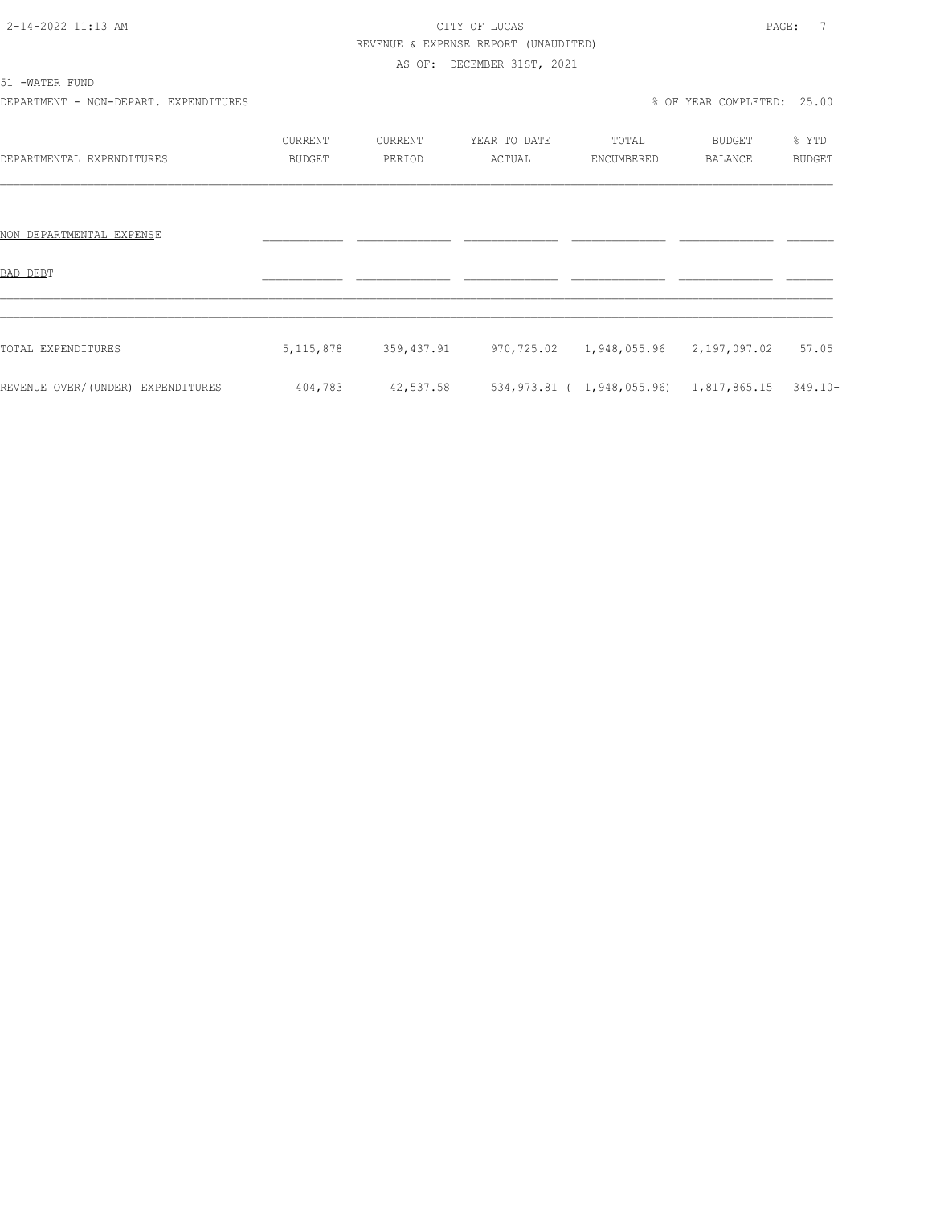CITY OF LUCAS

REVENUE & EXPENSE REPORT (UNAUDITED)

AS OF: DECEMBER 31ST, 2021

51 -WATER FUND

DEPARTMENT - NON-DEPART. EXPENDITURES

% OF YEAR COMPLETED: 25.00

| DEPARTMENTAL EXPENDITURES | CURRENT BUDGET | CURRENT PERIOD | YEAR TO DATE ACTUAL | TOTAL ENCUMBERED | BUDGET BALANCE | % YTD BUDGET |
|---|---|---|---|---|---|---|
| NON DEPARTMENTAL EXPENSE | | | | | | |
| BAD DEBT | | | | | | |
| TOTAL EXPENDITURES | 5,115,878 | 359,437.91 | 970,725.02 | 1,948,055.96 | 2,197,097.02 | 57.05 |
| REVENUE OVER/(UNDER) EXPENDITURES | 404,783 | 42,537.58 | 534,973.81 | ( 1,948,055.96) | 1,817,865.15 | 349.10- |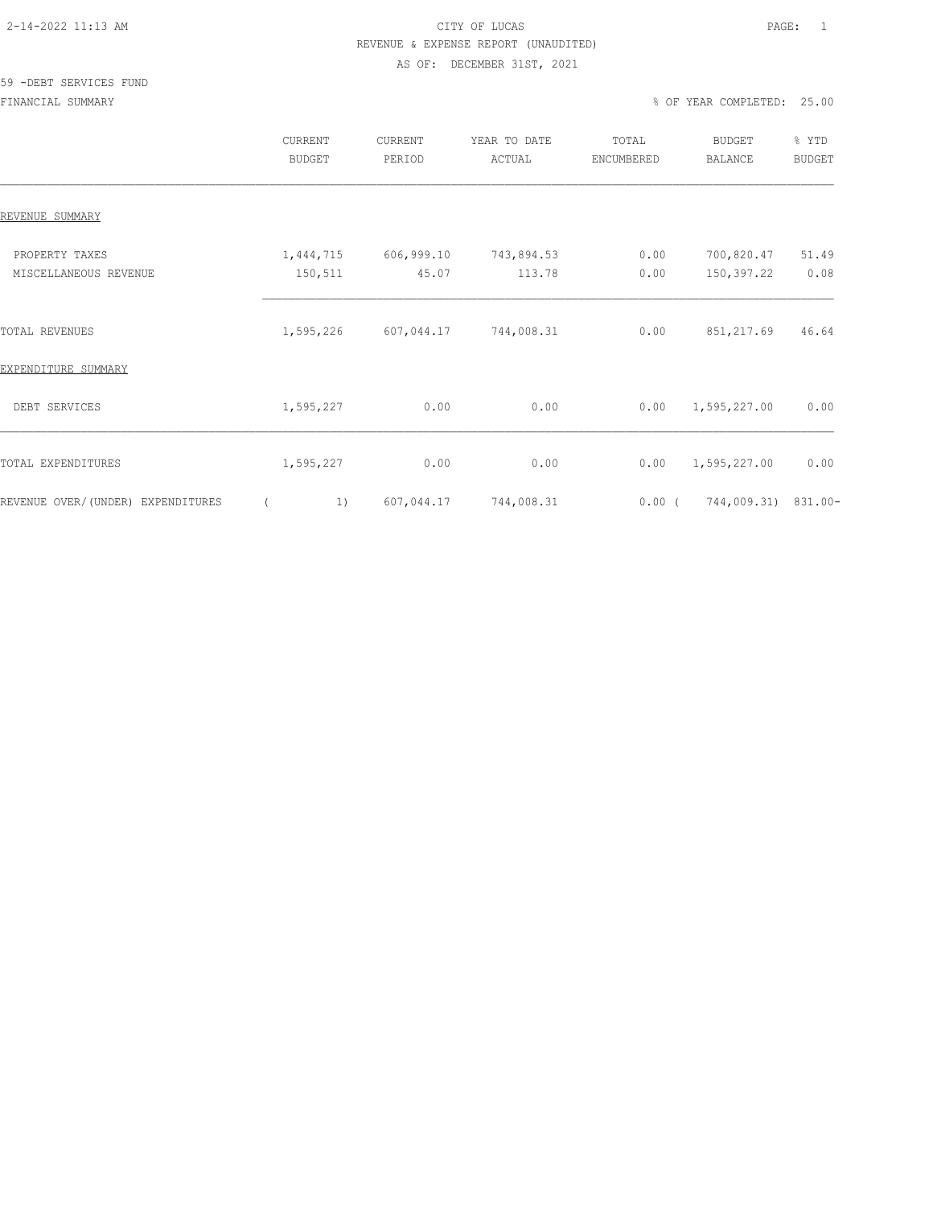CITY OF LUCAS

REVENUE & EXPENSE REPORT (UNAUDITED)

AS OF: DECEMBER 31ST, 2021

59 -DEBT SERVICES FUND

FINANCIAL SUMMARY

% OF YEAR COMPLETED: 25.00

| | CURRENT BUDGET | CURRENT PERIOD | YEAR TO DATE ACTUAL | TOTAL ENCUMBERED | BUDGET BALANCE | % YTD BUDGET |
|---|---|---|---|---|---|---|
| REVENUE SUMMARY | | | | | | |
| PROPERTY TAXES | 1,444,715 | 606,999.10 | 743,894.53 | 0.00 | 700,820.47 | 51.49 |
| MISCELLANEOUS REVENUE | 150,511 | 45.07 | 113.78 | 0.00 | 150,397.22 | 0.08 |
| TOTAL REVENUES | 1,595,226 | 607,044.17 | 744,008.31 | 0.00 | 851,217.69 | 46.64 |
| EXPENDITURE SUMMARY | | | | | | |
| DEBT SERVICES | 1,595,227 | 0.00 | 0.00 | 0.00 | 1,595,227.00 | 0.00 |
| TOTAL EXPENDITURES | 1,595,227 | 0.00 | 0.00 | 0.00 | 1,595,227.00 | 0.00 |
| REVENUE OVER/(UNDER) EXPENDITURES | ( 1) | 607,044.17 | 744,008.31 | 0.00 | ( 744,009.31) | 831.00- |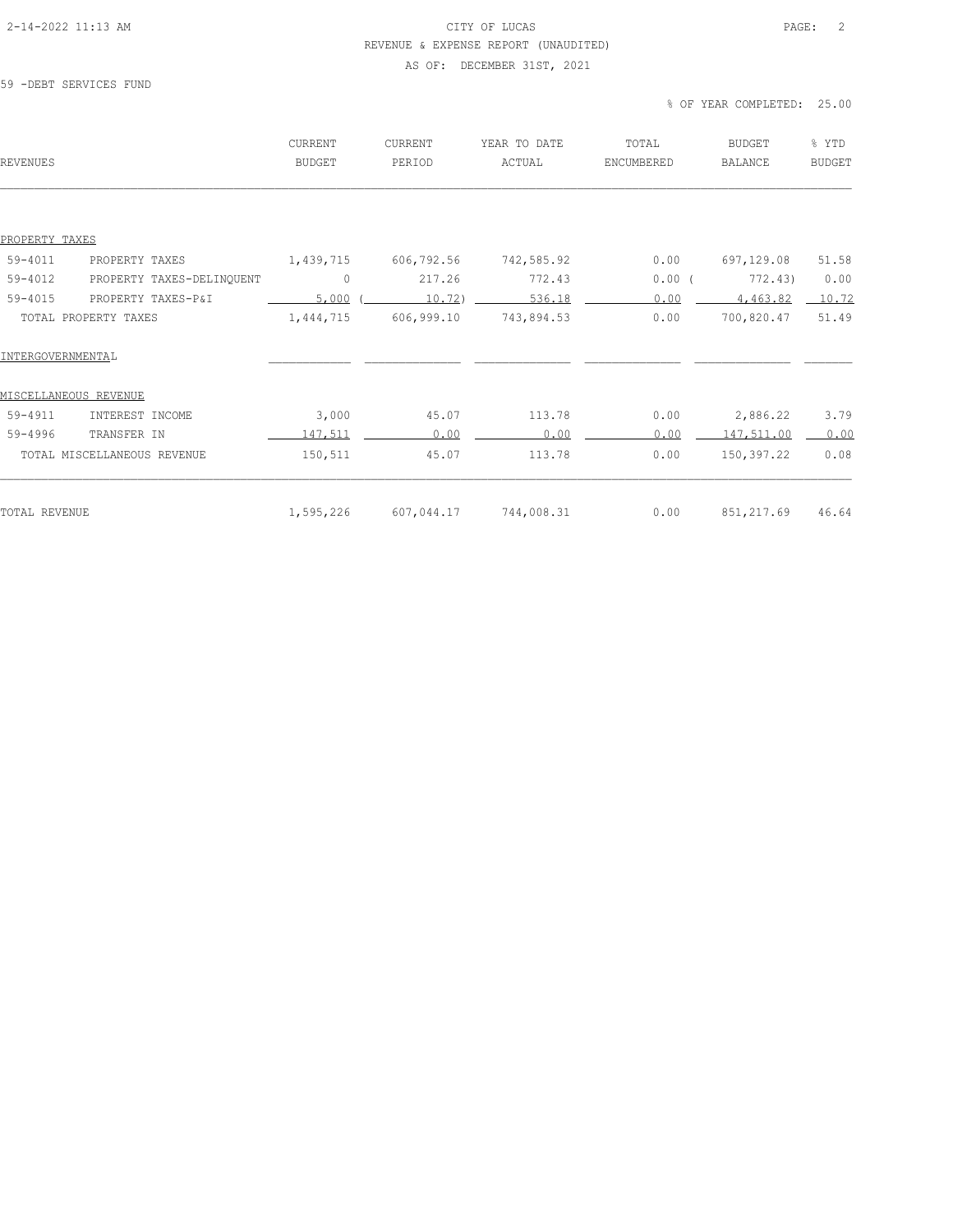CITY OF LUCAS

REVENUE & EXPENSE REPORT (UNAUDITED)

AS OF: DECEMBER 31ST, 2021

59 -DEBT SERVICES FUND

% OF YEAR COMPLETED: 25.00

| REVENUES | | CURRENT BUDGET | CURRENT PERIOD | YEAR TO DATE ACTUAL | TOTAL ENCUMBERED | BUDGET BALANCE | % YTD BUDGET |
|---|---|---|---|---|---|---|---|
| PROPERTY TAXES | | | | | | | |
| 59-4011 | PROPERTY TAXES | 1,439,715 | 606,792.56 | 742,585.92 | 0.00 | 697,129.08 | 51.58 |
| 59-4012 | PROPERTY TAXES-DELINQUENT | 0 | 217.26 | 772.43 | 0.00 | ( 772.43) | 0.00 |
| 59-4015 | PROPERTY TAXES-P&I | 5,000 | ( 10.72) | 536.18 | 0.00 | 4,463.82 | 10.72 |
| TOTAL PROPERTY TAXES | | 1,444,715 | 606,999.10 | 743,894.53 | 0.00 | 700,820.47 | 51.49 |
| INTERGOVERNMENTAL | | | | | | | |
| MISCELLANEOUS REVENUE | | | | | | | |
| 59-4911 | INTEREST INCOME | 3,000 | 45.07 | 113.78 | 0.00 | 2,886.22 | 3.79 |
| 59-4996 | TRANSFER IN | 147,511 | 0.00 | 0.00 | 0.00 | 147,511.00 | 0.00 |
| TOTAL MISCELLANEOUS REVENUE | | 150,511 | 45.07 | 113.78 | 0.00 | 150,397.22 | 0.08 |
| TOTAL REVENUE | | 1,595,226 | 607,044.17 | 744,008.31 | 0.00 | 851,217.69 | 46.64 |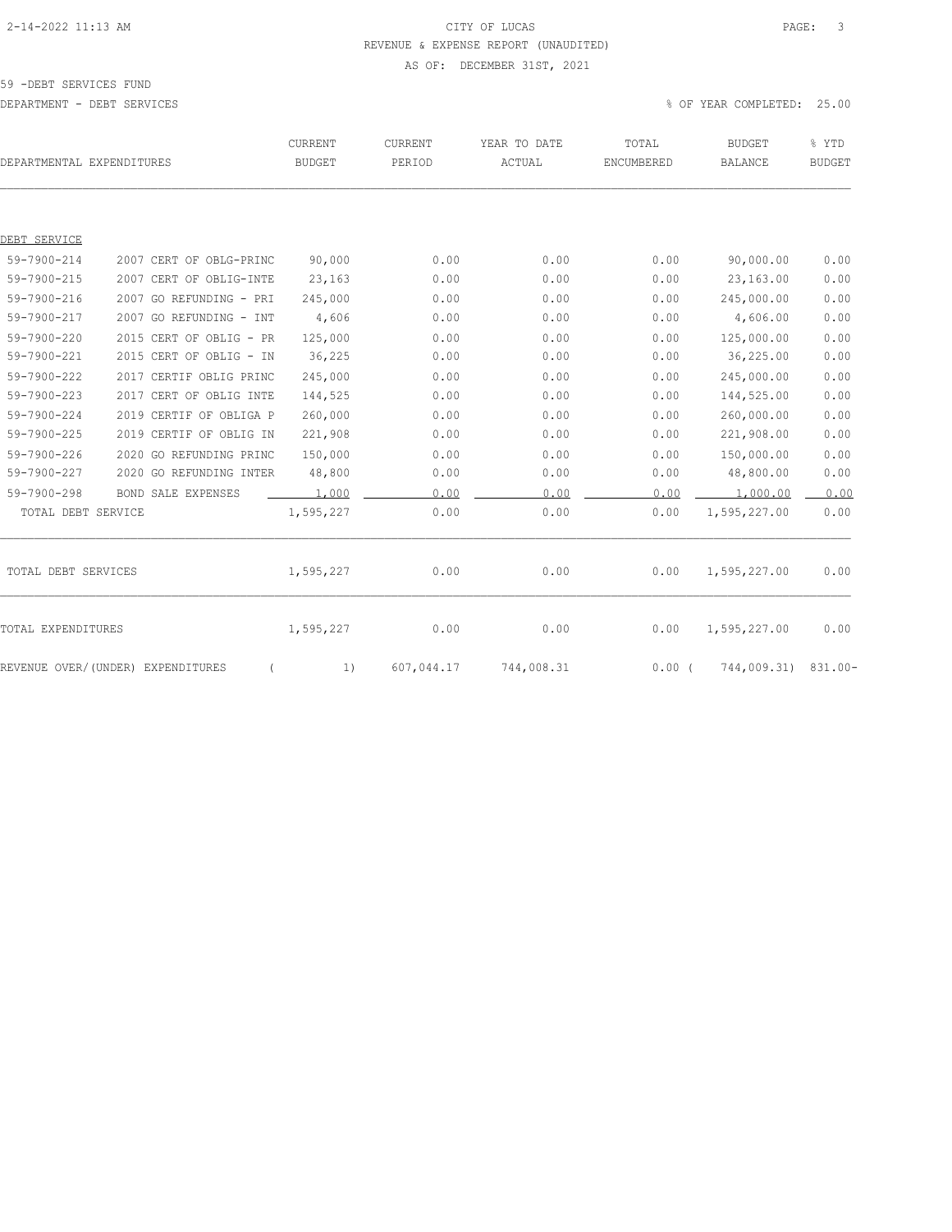2-14-2022 11:13 AM CITY OF LUCAS

REVENUE & EXPENSE REPORT (UNAUDITED)

AS OF: DECEMBER 31ST, 2021

59 -DEBT SERVICES FUND

DEPARTMENT - DEBT SERVICES % OF YEAR COMPLETED: 25.00

| DEPARTMENTAL EXPENDITURES | | CURRENT BUDGET | CURRENT PERIOD | YEAR TO DATE ACTUAL | TOTAL ENCUMBERED | BUDGET BALANCE | % YTD BUDGET |
|---|---|---|---|---|---|---|---|
| DEBT SERVICE | | | | | | | |
| 59-7900-214 | 2007 CERT OF OBLG-PRINC | 90,000 | 0.00 | 0.00 | 0.00 | 90,000.00 | 0.00 |
| 59-7900-215 | 2007 CERT OF OBLIG-INTE | 23,163 | 0.00 | 0.00 | 0.00 | 23,163.00 | 0.00 |
| 59-7900-216 | 2007 GO REFUNDING - PRI | 245,000 | 0.00 | 0.00 | 0.00 | 245,000.00 | 0.00 |
| 59-7900-217 | 2007 GO REFUNDING - INT | 4,606 | 0.00 | 0.00 | 0.00 | 4,606.00 | 0.00 |
| 59-7900-220 | 2015 CERT OF OBLIG - PR | 125,000 | 0.00 | 0.00 | 0.00 | 125,000.00 | 0.00 |
| 59-7900-221 | 2015 CERT OF OBLIG - IN | 36,225 | 0.00 | 0.00 | 0.00 | 36,225.00 | 0.00 |
| 59-7900-222 | 2017 CERTIF OBLIG PRINC | 245,000 | 0.00 | 0.00 | 0.00 | 245,000.00 | 0.00 |
| 59-7900-223 | 2017 CERT OF OBLIG INTE | 144,525 | 0.00 | 0.00 | 0.00 | 144,525.00 | 0.00 |
| 59-7900-224 | 2019 CERTIF OF OBLIGA P | 260,000 | 0.00 | 0.00 | 0.00 | 260,000.00 | 0.00 |
| 59-7900-225 | 2019 CERTIF OF OBLIG IN | 221,908 | 0.00 | 0.00 | 0.00 | 221,908.00 | 0.00 |
| 59-7900-226 | 2020 GO REFUNDING PRINC | 150,000 | 0.00 | 0.00 | 0.00 | 150,000.00 | 0.00 |
| 59-7900-227 | 2020 GO REFUNDING INTER | 48,800 | 0.00 | 0.00 | 0.00 | 48,800.00 | 0.00 |
| 59-7900-298 | BOND SALE EXPENSES | 1,000 | 0.00 | 0.00 | 0.00 | 1,000.00 | 0.00 |
| TOTAL DEBT SERVICE | | 1,595,227 | 0.00 | 0.00 | 0.00 | 1,595,227.00 | 0.00 |
| TOTAL DEBT SERVICES | | 1,595,227 | 0.00 | 0.00 | 0.00 | 1,595,227.00 | 0.00 |
| TOTAL EXPENDITURES | | 1,595,227 | 0.00 | 0.00 | 0.00 | 1,595,227.00 | 0.00 |
| REVENUE OVER/(UNDER) EXPENDITURES | | ( 1) | 607,044.17 | 744,008.31 | 0.00 | ( 744,009.31) | 831.00- |